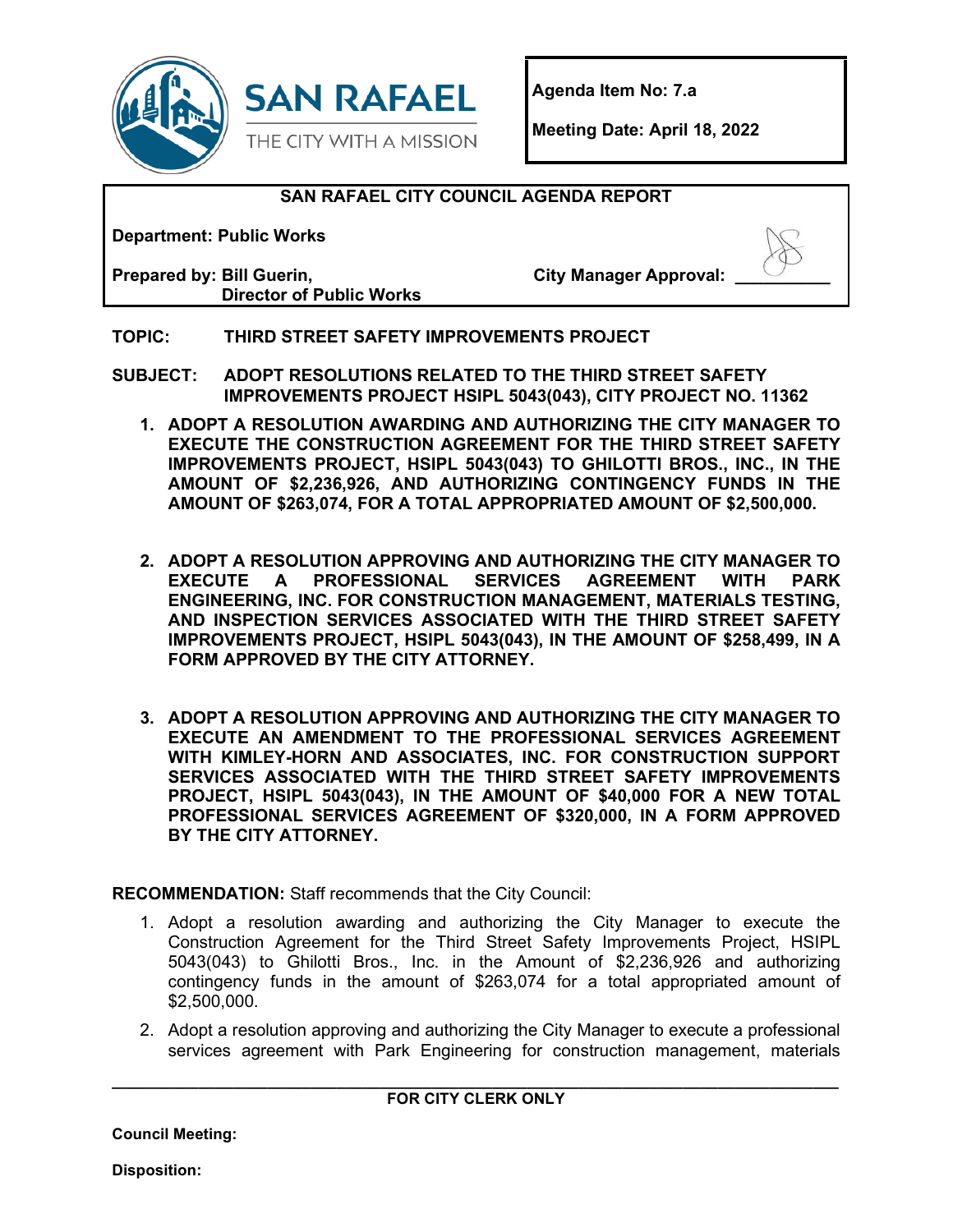**SAN RAFAEL**
THE CITY WITH A MISSION

**Agenda Item No: 7.a**

**Meeting Date: April 18, 2022**

**SAN RAFAEL CITY COUNCIL AGENDA REPORT**

**Department: Public Works**

**Prepared by: Bill Guerin, Director of Public Works**

**City Manager Approval:** ___________

**TOPIC:** **THIRD STREET SAFETY IMPROVEMENTS PROJECT**

**SUBJECT:** **ADOPT RESOLUTIONS RELATED TO THE THIRD STREET SAFETY IMPROVEMENTS PROJECT HSIPL 5043(043), CITY PROJECT NO. 11362**

1. **ADOPT A RESOLUTION AWARDING AND AUTHORIZING THE CITY MANAGER TO EXECUTE THE CONSTRUCTION AGREEMENT FOR THE THIRD STREET SAFETY IMPROVEMENTS PROJECT, HSIPL 5043(043) TO GHILOTTI BROS., INC., IN THE AMOUNT OF $2,236,926, AND AUTHORIZING CONTINGENCY FUNDS IN THE AMOUNT OF $263,074, FOR A TOTAL APPROPRIATED AMOUNT OF $2,500,000.**

2. **ADOPT A RESOLUTION APPROVING AND AUTHORIZING THE CITY MANAGER TO EXECUTE A PROFESSIONAL SERVICES AGREEMENT WITH PARK ENGINEERING, INC. FOR CONSTRUCTION MANAGEMENT, MATERIALS TESTING, AND INSPECTION SERVICES ASSOCIATED WITH THE THIRD STREET SAFETY IMPROVEMENTS PROJECT, HSIPL 5043(043), IN THE AMOUNT OF $258,499, IN A FORM APPROVED BY THE CITY ATTORNEY.**

3. **ADOPT A RESOLUTION APPROVING AND AUTHORIZING THE CITY MANAGER TO EXECUTE AN AMENDMENT TO THE PROFESSIONAL SERVICES AGREEMENT WITH KIMLEY-HORN AND ASSOCIATES, INC. FOR CONSTRUCTION SUPPORT SERVICES ASSOCIATED WITH THE THIRD STREET SAFETY IMPROVEMENTS PROJECT, HSIPL 5043(043), IN THE AMOUNT OF $40,000 FOR A NEW TOTAL PROFESSIONAL SERVICES AGREEMENT OF $320,000, IN A FORM APPROVED BY THE CITY ATTORNEY.**

**RECOMMENDATION:** Staff recommends that the City Council:

1. Adopt a resolution awarding and authorizing the City Manager to execute the Construction Agreement for the Third Street Safety Improvements Project, HSIPL 5043(043) to Ghilotti Bros., Inc. in the Amount of $2,236,926 and authorizing contingency funds in the amount of $263,074 for a total appropriated amount of $2,500,000.

2. Adopt a resolution approving and authorizing the City Manager to execute a professional services agreement with Park Engineering for construction management, materials

---

**FOR CITY CLERK ONLY**

**Council Meeting:**

**Disposition:**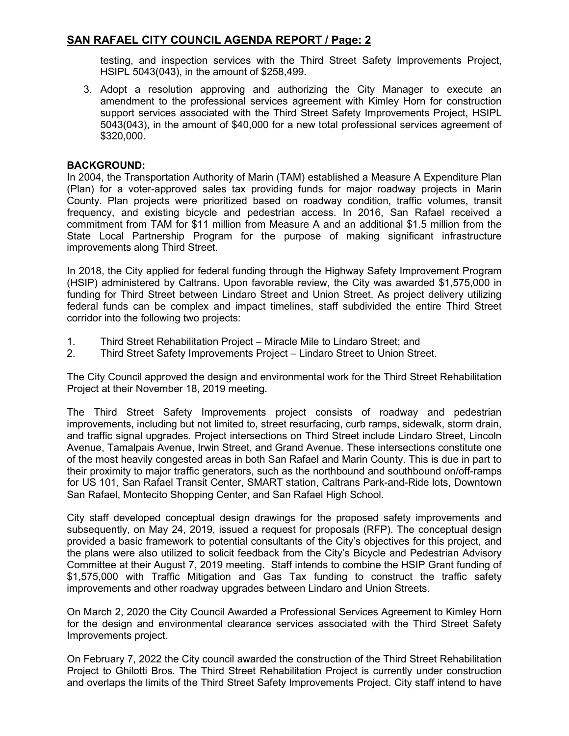testing, and inspection services with the Third Street Safety Improvements Project, HSIPL 5043(043), in the amount of $258,499.

3. Adopt a resolution approving and authorizing the City Manager to execute an amendment to the professional services agreement with Kimley Horn for construction support services associated with the Third Street Safety Improvements Project, HSIPL 5043(043), in the amount of $40,000 for a new total professional services agreement of $320,000.

**BACKGROUND:**

In 2004, the Transportation Authority of Marin (TAM) established a Measure A Expenditure Plan (Plan) for a voter-approved sales tax providing funds for major roadway projects in Marin County. Plan projects were prioritized based on roadway condition, traffic volumes, transit frequency, and existing bicycle and pedestrian access. In 2016, San Rafael received a commitment from TAM for $11 million from Measure A and an additional $1.5 million from the State Local Partnership Program for the purpose of making significant infrastructure improvements along Third Street.

In 2018, the City applied for federal funding through the Highway Safety Improvement Program (HSIP) administered by Caltrans. Upon favorable review, the City was awarded $1,575,000 in funding for Third Street between Lindaro Street and Union Street. As project delivery utilizing federal funds can be complex and impact timelines, staff subdivided the entire Third Street corridor into the following two projects:

1. Third Street Rehabilitation Project – Miracle Mile to Lindaro Street; and
2. Third Street Safety Improvements Project – Lindaro Street to Union Street.

The City Council approved the design and environmental work for the Third Street Rehabilitation Project at their November 18, 2019 meeting.

The Third Street Safety Improvements project consists of roadway and pedestrian improvements, including but not limited to, street resurfacing, curb ramps, sidewalk, storm drain, and traffic signal upgrades. Project intersections on Third Street include Lindaro Street, Lincoln Avenue, Tamalpais Avenue, Irwin Street, and Grand Avenue. These intersections constitute one of the most heavily congested areas in both San Rafael and Marin County. This is due in part to their proximity to major traffic generators, such as the northbound and southbound on/off-ramps for US 101, San Rafael Transit Center, SMART station, Caltrans Park-and-Ride lots, Downtown San Rafael, Montecito Shopping Center, and San Rafael High School.

City staff developed conceptual design drawings for the proposed safety improvements and subsequently, on May 24, 2019, issued a request for proposals (RFP). The conceptual design provided a basic framework to potential consultants of the City's objectives for this project, and the plans were also utilized to solicit feedback from the City's Bicycle and Pedestrian Advisory Committee at their August 7, 2019 meeting. Staff intends to combine the HSIP Grant funding of $1,575,000 with Traffic Mitigation and Gas Tax funding to construct the traffic safety improvements and other roadway upgrades between Lindaro and Union Streets.

On March 2, 2020 the City Council Awarded a Professional Services Agreement to Kimley Horn for the design and environmental clearance services associated with the Third Street Safety Improvements project.

On February 7, 2022 the City council awarded the construction of the Third Street Rehabilitation Project to Ghilotti Bros. The Third Street Rehabilitation Project is currently under construction and overlaps the limits of the Third Street Safety Improvements Project. City staff intend to have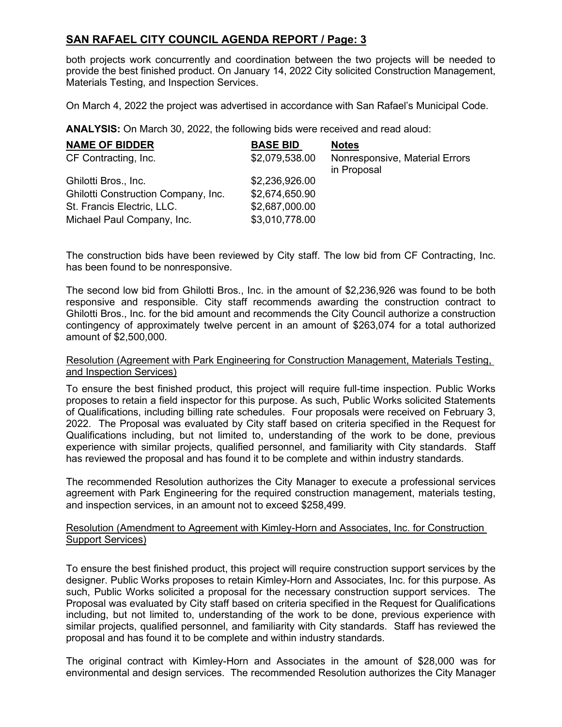both projects work concurrently and coordination between the two projects will be needed to provide the best finished product. On January 14, 2022 City solicited Construction Management, Materials Testing, and Inspection Services.

On March 4, 2022 the project was advertised in accordance with San Rafael's Municipal Code.

**ANALYSIS:** On March 30, 2022, the following bids were received and read aloud:

| NAME OF BIDDER | BASE BID | Notes |
|---|---|---|
| CF Contracting, Inc. | $2,079,538.00 | Nonresponsive, Material Errors in Proposal |
| Ghilotti Bros., Inc. | $2,236,926.00 | |
| Ghilotti Construction Company, Inc. | $2,674,650.90 | |
| St. Francis Electric, LLC. | $2,687,000.00 | |
| Michael Paul Company, Inc. | $3,010,778.00 | |

The construction bids have been reviewed by City staff. The low bid from CF Contracting, Inc. has been found to be nonresponsive.

The second low bid from Ghilotti Bros., Inc. in the amount of $2,236,926 was found to be both responsive and responsible. City staff recommends awarding the construction contract to Ghilotti Bros., Inc. for the bid amount and recommends the City Council authorize a construction contingency of approximately twelve percent in an amount of $263,074 for a total authorized amount of $2,500,000.

Resolution (Agreement with Park Engineering for Construction Management, Materials Testing, and Inspection Services)

To ensure the best finished product, this project will require full-time inspection. Public Works proposes to retain a field inspector for this purpose. As such, Public Works solicited Statements of Qualifications, including billing rate schedules. Four proposals were received on February 3, 2022. The Proposal was evaluated by City staff based on criteria specified in the Request for Qualifications including, but not limited to, understanding of the work to be done, previous experience with similar projects, qualified personnel, and familiarity with City standards. Staff has reviewed the proposal and has found it to be complete and within industry standards.

The recommended Resolution authorizes the City Manager to execute a professional services agreement with Park Engineering for the required construction management, materials testing, and inspection services, in an amount not to exceed $258,499.

Resolution (Amendment to Agreement with Kimley-Horn and Associates, Inc. for Construction Support Services)

To ensure the best finished product, this project will require construction support services by the designer. Public Works proposes to retain Kimley-Horn and Associates, Inc. for this purpose. As such, Public Works solicited a proposal for the necessary construction support services. The Proposal was evaluated by City staff based on criteria specified in the Request for Qualifications including, but not limited to, understanding of the work to be done, previous experience with similar projects, qualified personnel, and familiarity with City standards. Staff has reviewed the proposal and has found it to be complete and within industry standards.

The original contract with Kimley-Horn and Associates in the amount of $28,000 was for environmental and design services. The recommended Resolution authorizes the City Manager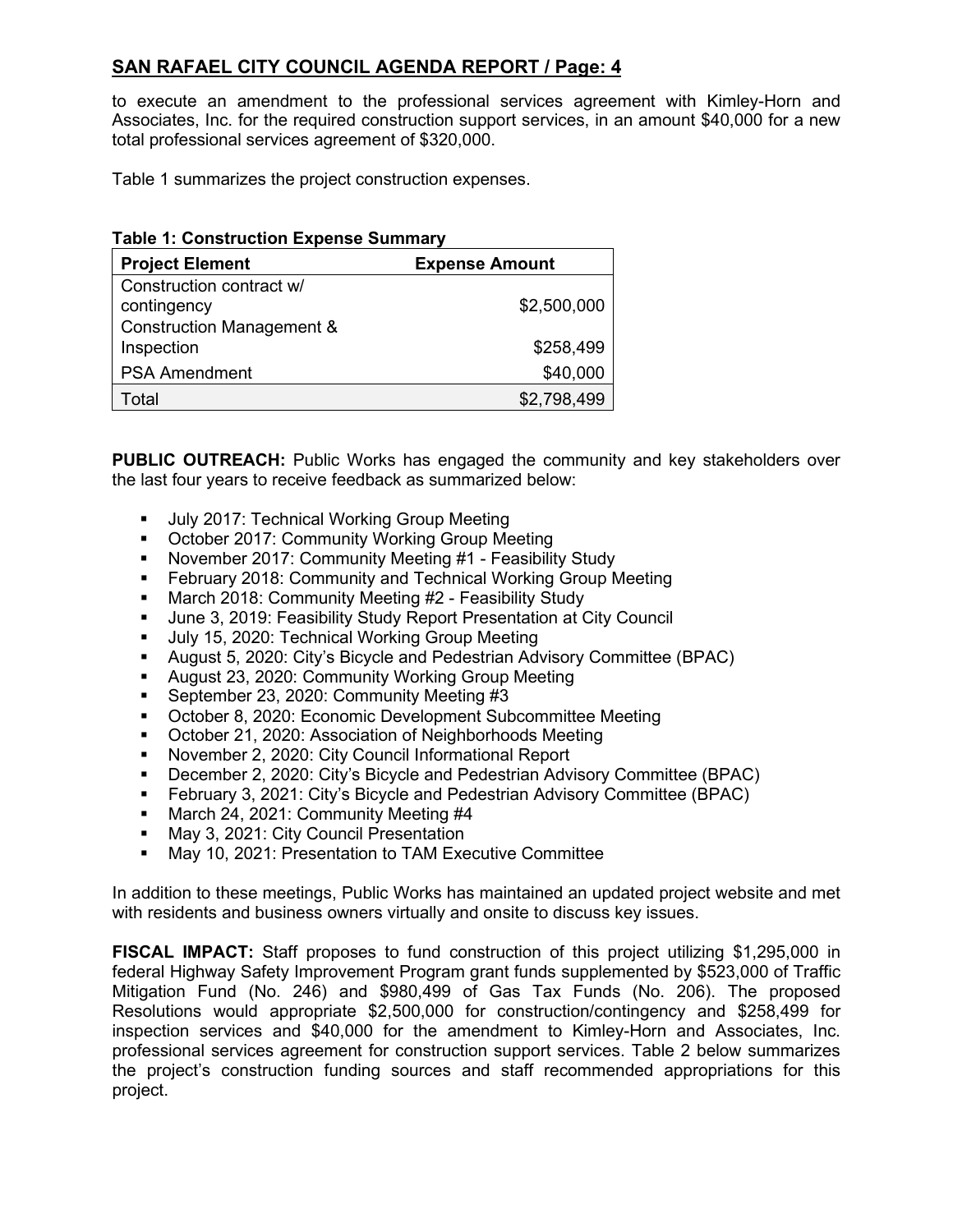to execute an amendment to the professional services agreement with Kimley-Horn and Associates, Inc. for the required construction support services, in an amount $40,000 for a new total professional services agreement of $320,000.

Table 1 summarizes the project construction expenses.

**Table 1: Construction Expense Summary**

| Project Element | Expense Amount |
|---|---|
| Construction contract w/ contingency | $2,500,000 |
| Construction Management & Inspection | $258,499 |
| PSA Amendment | $40,000 |
| Total | $2,798,499 |

**PUBLIC OUTREACH:** Public Works has engaged the community and key stakeholders over the last four years to receive feedback as summarized below:

- July 2017: Technical Working Group Meeting
- October 2017: Community Working Group Meeting
- November 2017: Community Meeting #1 - Feasibility Study
- February 2018: Community and Technical Working Group Meeting
- March 2018: Community Meeting #2 - Feasibility Study
- June 3, 2019: Feasibility Study Report Presentation at City Council
- July 15, 2020: Technical Working Group Meeting
- August 5, 2020: City's Bicycle and Pedestrian Advisory Committee (BPAC)
- August 23, 2020: Community Working Group Meeting
- September 23, 2020: Community Meeting #3
- October 8, 2020: Economic Development Subcommittee Meeting
- October 21, 2020: Association of Neighborhoods Meeting
- November 2, 2020: City Council Informational Report
- December 2, 2020: City's Bicycle and Pedestrian Advisory Committee (BPAC)
- February 3, 2021: City's Bicycle and Pedestrian Advisory Committee (BPAC)
- March 24, 2021: Community Meeting #4
- May 3, 2021: City Council Presentation
- May 10, 2021: Presentation to TAM Executive Committee

In addition to these meetings, Public Works has maintained an updated project website and met with residents and business owners virtually and onsite to discuss key issues.

**FISCAL IMPACT:** Staff proposes to fund construction of this project utilizing $1,295,000 in federal Highway Safety Improvement Program grant funds supplemented by $523,000 of Traffic Mitigation Fund (No. 246) and $980,499 of Gas Tax Funds (No. 206). The proposed Resolutions would appropriate $2,500,000 for construction/contingency and $258,499 for inspection services and $40,000 for the amendment to Kimley-Horn and Associates, Inc. professional services agreement for construction support services. Table 2 below summarizes the project's construction funding sources and staff recommended appropriations for this project.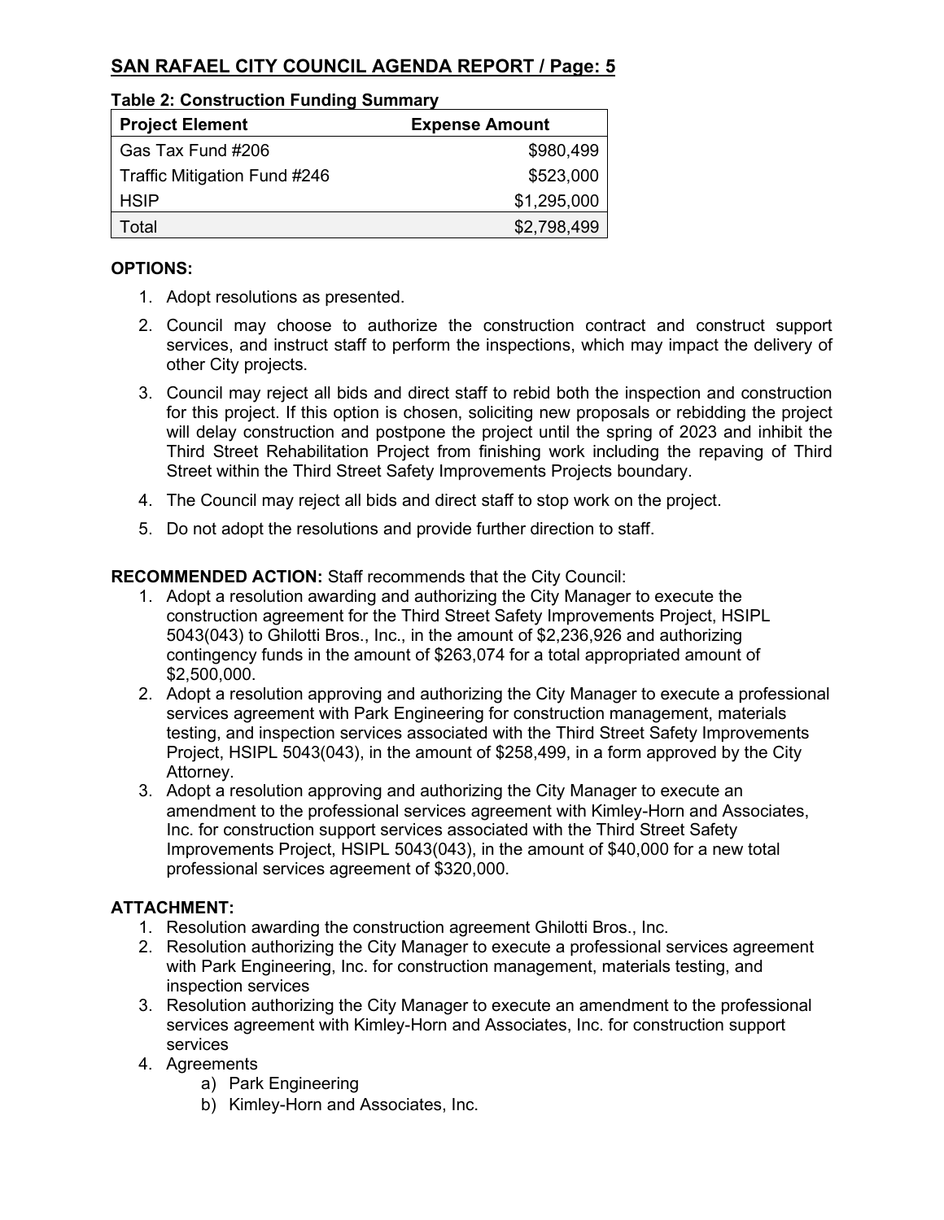## SAN RAFAEL CITY COUNCIL AGENDA REPORT / Page: 5

**Table 2: Construction Funding Summary**

| Project Element | Expense Amount |
|---|---:|
| Gas Tax Fund #206 | $980,499 |
| Traffic Mitigation Fund #246 | $523,000 |
| HSIP | $1,295,000 |
| Total | $2,798,499 |

**OPTIONS:**

1. Adopt resolutions as presented.
2. Council may choose to authorize the construction contract and construct support services, and instruct staff to perform the inspections, which may impact the delivery of other City projects.
3. Council may reject all bids and direct staff to rebid both the inspection and construction for this project. If this option is chosen, soliciting new proposals or rebidding the project will delay construction and postpone the project until the spring of 2023 and inhibit the Third Street Rehabilitation Project from finishing work including the repaving of Third Street within the Third Street Safety Improvements Projects boundary.
4. The Council may reject all bids and direct staff to stop work on the project.
5. Do not adopt the resolutions and provide further direction to staff.

**RECOMMENDED ACTION:** Staff recommends that the City Council:

1. Adopt a resolution awarding and authorizing the City Manager to execute the construction agreement for the Third Street Safety Improvements Project, HSIPL 5043(043) to Ghilotti Bros., Inc., in the amount of $2,236,926 and authorizing contingency funds in the amount of $263,074 for a total appropriated amount of $2,500,000.
2. Adopt a resolution approving and authorizing the City Manager to execute a professional services agreement with Park Engineering for construction management, materials testing, and inspection services associated with the Third Street Safety Improvements Project, HSIPL 5043(043), in the amount of $258,499, in a form approved by the City Attorney.
3. Adopt a resolution approving and authorizing the City Manager to execute an amendment to the professional services agreement with Kimley-Horn and Associates, Inc. for construction support services associated with the Third Street Safety Improvements Project, HSIPL 5043(043), in the amount of $40,000 for a new total professional services agreement of $320,000.

**ATTACHMENT:**

1. Resolution awarding the construction agreement Ghilotti Bros., Inc.
2. Resolution authorizing the City Manager to execute a professional services agreement with Park Engineering, Inc. for construction management, materials testing, and inspection services
3. Resolution authorizing the City Manager to execute an amendment to the professional services agreement with Kimley-Horn and Associates, Inc. for construction support services
4. Agreements
   a) Park Engineering
   b) Kimley-Horn and Associates, Inc.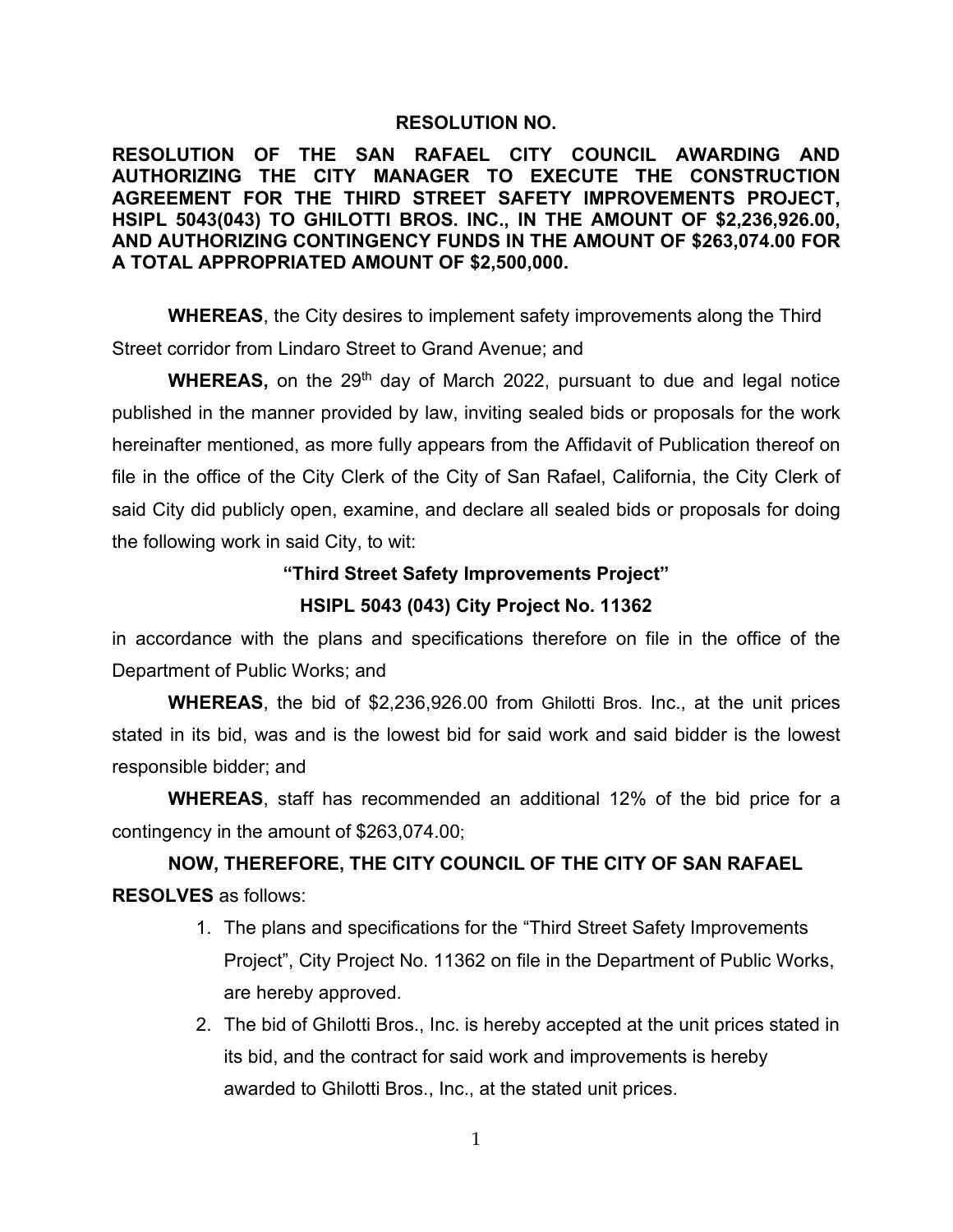# RESOLUTION NO.

**RESOLUTION OF THE SAN RAFAEL CITY COUNCIL AWARDING AND AUTHORIZING THE CITY MANAGER TO EXECUTE THE CONSTRUCTION AGREEMENT FOR THE THIRD STREET SAFETY IMPROVEMENTS PROJECT, HSIPL 5043(043) TO GHILOTTI BROS. INC., IN THE AMOUNT OF $2,236,926.00, AND AUTHORIZING CONTINGENCY FUNDS IN THE AMOUNT OF $263,074.00 FOR A TOTAL APPROPRIATED AMOUNT OF $2,500,000.**

**WHEREAS**, the City desires to implement safety improvements along the Third Street corridor from Lindaro Street to Grand Avenue; and

**WHEREAS,** on the 29th day of March 2022, pursuant to due and legal notice published in the manner provided by law, inviting sealed bids or proposals for the work hereinafter mentioned, as more fully appears from the Affidavit of Publication thereof on file in the office of the City Clerk of the City of San Rafael, California, the City Clerk of said City did publicly open, examine, and declare all sealed bids or proposals for doing the following work in said City, to wit:

**"Third Street Safety Improvements Project"**

**HSIPL 5043 (043) City Project No. 11362**

in accordance with the plans and specifications therefore on file in the office of the Department of Public Works; and

**WHEREAS**, the bid of $2,236,926.00 from Ghilotti Bros. Inc., at the unit prices stated in its bid, was and is the lowest bid for said work and said bidder is the lowest responsible bidder; and

**WHEREAS**, staff has recommended an additional 12% of the bid price for a contingency in the amount of $263,074.00;

**NOW, THEREFORE, THE CITY COUNCIL OF THE CITY OF SAN RAFAEL RESOLVES** as follows:

1. The plans and specifications for the "Third Street Safety Improvements Project", City Project No. 11362 on file in the Department of Public Works, are hereby approved.
2. The bid of Ghilotti Bros., Inc. is hereby accepted at the unit prices stated in its bid, and the contract for said work and improvements is hereby awarded to Ghilotti Bros., Inc., at the stated unit prices.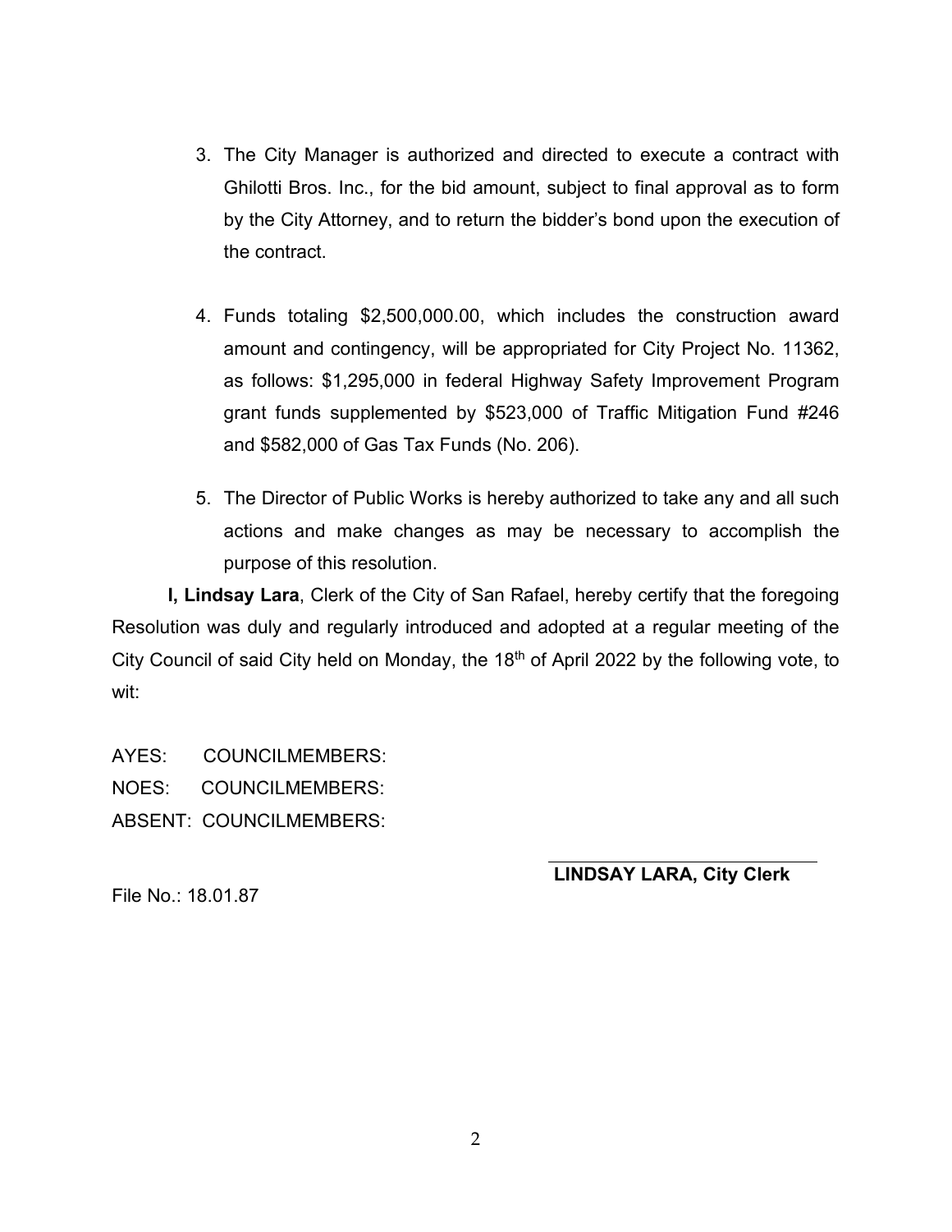3. The City Manager is authorized and directed to execute a contract with Ghilotti Bros. Inc., for the bid amount, subject to final approval as to form by the City Attorney, and to return the bidder's bond upon the execution of the contract.

4. Funds totaling $2,500,000.00, which includes the construction award amount and contingency, will be appropriated for City Project No. 11362, as follows: $1,295,000 in federal Highway Safety Improvement Program grant funds supplemented by $523,000 of Traffic Mitigation Fund #246 and $582,000 of Gas Tax Funds (No. 206).

5. The Director of Public Works is hereby authorized to take any and all such actions and make changes as may be necessary to accomplish the purpose of this resolution.

**I, Lindsay Lara**, Clerk of the City of San Rafael, hereby certify that the foregoing Resolution was duly and regularly introduced and adopted at a regular meeting of the City Council of said City held on Monday, the 18th of April 2022 by the following vote, to wit:

AYES: COUNCILMEMBERS:

NOES: COUNCILMEMBERS:

ABSENT: COUNCILMEMBERS:

**LINDSAY LARA, City Clerk**

File No.: 18.01.87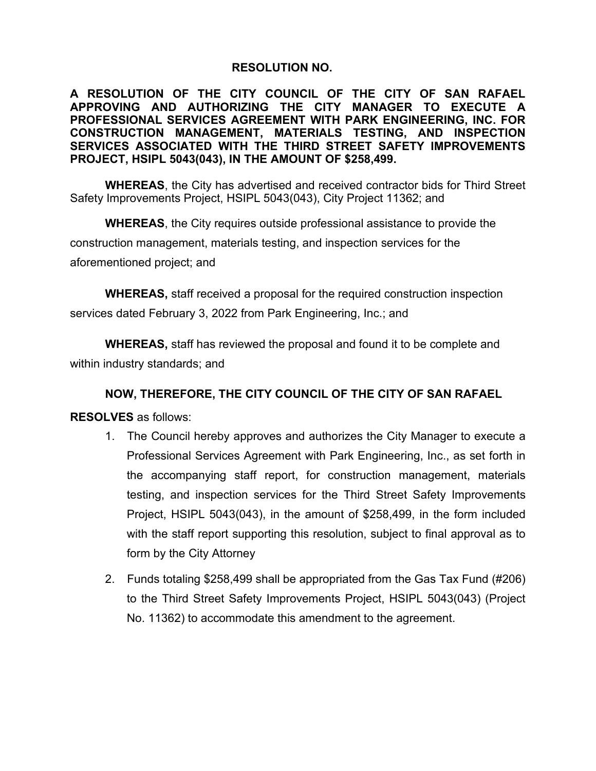# RESOLUTION NO.

**A RESOLUTION OF THE CITY COUNCIL OF THE CITY OF SAN RAFAEL APPROVING AND AUTHORIZING THE CITY MANAGER TO EXECUTE A PROFESSIONAL SERVICES AGREEMENT WITH PARK ENGINEERING, INC. FOR CONSTRUCTION MANAGEMENT, MATERIALS TESTING, AND INSPECTION SERVICES ASSOCIATED WITH THE THIRD STREET SAFETY IMPROVEMENTS PROJECT, HSIPL 5043(043), IN THE AMOUNT OF $258,499.**

**WHEREAS**, the City has advertised and received contractor bids for Third Street Safety Improvements Project, HSIPL 5043(043), City Project 11362; and

**WHEREAS**, the City requires outside professional assistance to provide the construction management, materials testing, and inspection services for the aforementioned project; and

**WHEREAS,** staff received a proposal for the required construction inspection services dated February 3, 2022 from Park Engineering, Inc.; and

**WHEREAS,** staff has reviewed the proposal and found it to be complete and within industry standards; and

**NOW, THEREFORE, THE CITY COUNCIL OF THE CITY OF SAN RAFAEL RESOLVES** as follows:

1. The Council hereby approves and authorizes the City Manager to execute a Professional Services Agreement with Park Engineering, Inc., as set forth in the accompanying staff report, for construction management, materials testing, and inspection services for the Third Street Safety Improvements Project, HSIPL 5043(043), in the amount of $258,499, in the form included with the staff report supporting this resolution, subject to final approval as to form by the City Attorney

2. Funds totaling $258,499 shall be appropriated from the Gas Tax Fund (#206) to the Third Street Safety Improvements Project, HSIPL 5043(043) (Project No. 11362) to accommodate this amendment to the agreement.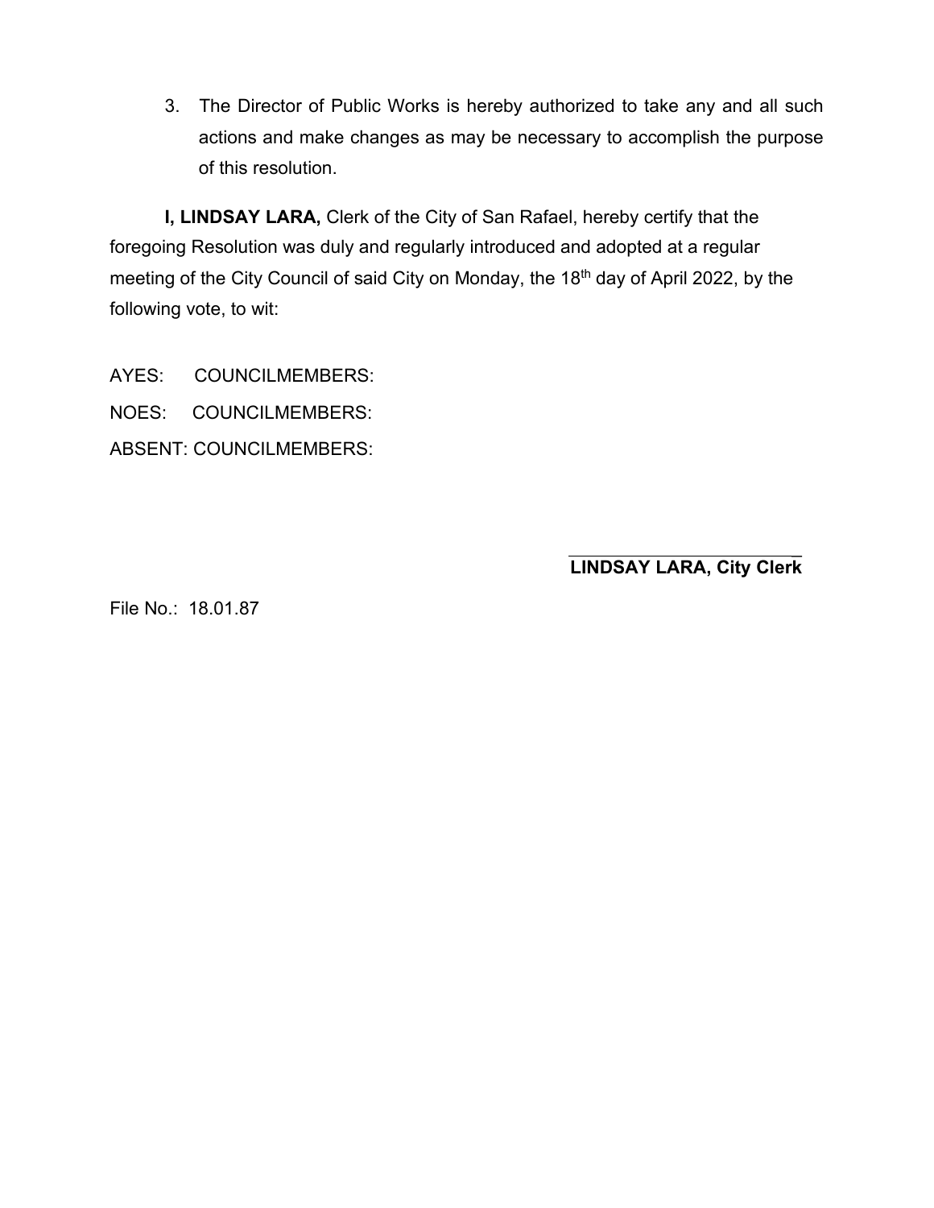3. The Director of Public Works is hereby authorized to take any and all such actions and make changes as may be necessary to accomplish the purpose of this resolution.

**I, LINDSAY LARA,** Clerk of the City of San Rafael, hereby certify that the foregoing Resolution was duly and regularly introduced and adopted at a regular meeting of the City Council of said City on Monday, the 18th day of April 2022, by the following vote, to wit:

AYES: COUNCILMEMBERS:

NOES: COUNCILMEMBERS:

ABSENT: COUNCILMEMBERS:

\_\_\_\_\_\_\_\_\_\_\_\_\_\_\_\_\_\_\_\_\_\_\_\_\_\_

**LINDSAY LARA, City Clerk**

File No.: 18.01.87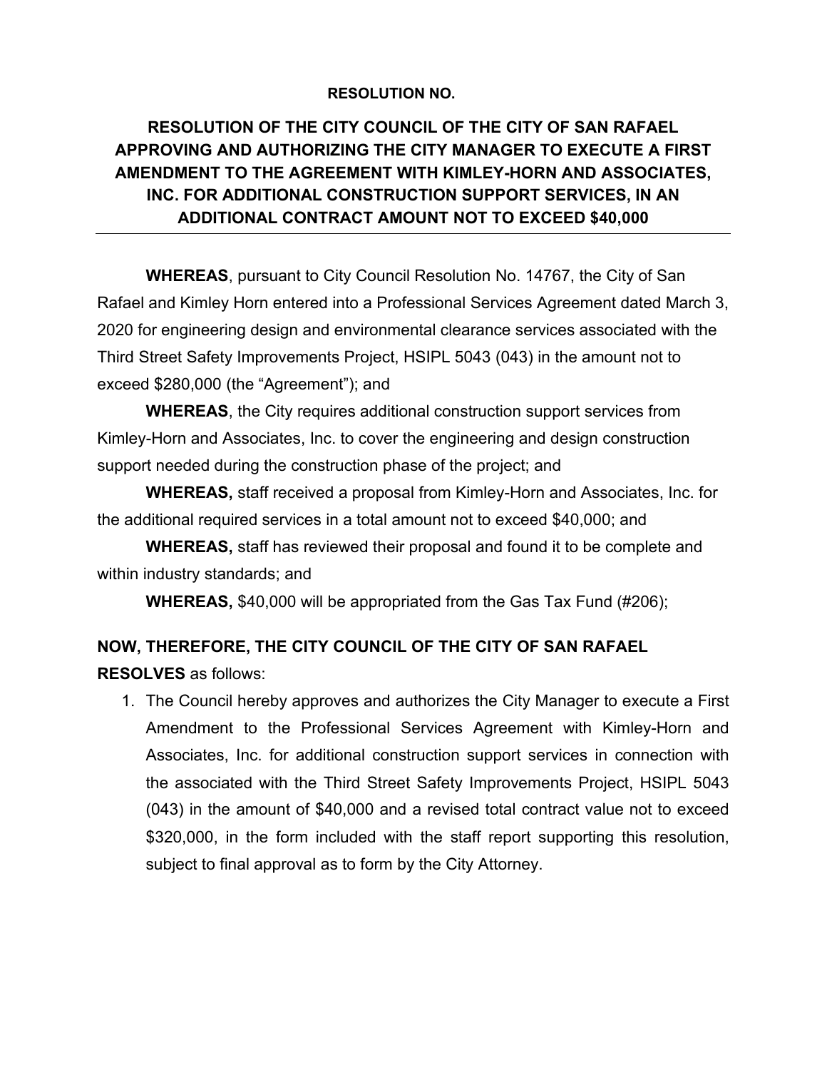**RESOLUTION NO.**

**RESOLUTION OF THE CITY COUNCIL OF THE CITY OF SAN RAFAEL APPROVING AND AUTHORIZING THE CITY MANAGER TO EXECUTE A FIRST AMENDMENT TO THE AGREEMENT WITH KIMLEY-HORN AND ASSOCIATES, INC. FOR ADDITIONAL CONSTRUCTION SUPPORT SERVICES, IN AN ADDITIONAL CONTRACT AMOUNT NOT TO EXCEED $40,000**

---

**WHEREAS**, pursuant to City Council Resolution No. 14767, the City of San Rafael and Kimley Horn entered into a Professional Services Agreement dated March 3, 2020 for engineering design and environmental clearance services associated with the Third Street Safety Improvements Project, HSIPL 5043 (043) in the amount not to exceed $280,000 (the "Agreement"); and

**WHEREAS**, the City requires additional construction support services from Kimley-Horn and Associates, Inc. to cover the engineering and design construction support needed during the construction phase of the project; and

**WHEREAS,** staff received a proposal from Kimley-Horn and Associates, Inc. for the additional required services in a total amount not to exceed $40,000; and

**WHEREAS,** staff has reviewed their proposal and found it to be complete and within industry standards; and

**WHEREAS,** $40,000 will be appropriated from the Gas Tax Fund (#206);

**NOW, THEREFORE, THE CITY COUNCIL OF THE CITY OF SAN RAFAEL RESOLVES** as follows:

1. The Council hereby approves and authorizes the City Manager to execute a First Amendment to the Professional Services Agreement with Kimley-Horn and Associates, Inc. for additional construction support services in connection with the associated with the Third Street Safety Improvements Project, HSIPL 5043 (043) in the amount of $40,000 and a revised total contract value not to exceed $320,000, in the form included with the staff report supporting this resolution, subject to final approval as to form by the City Attorney.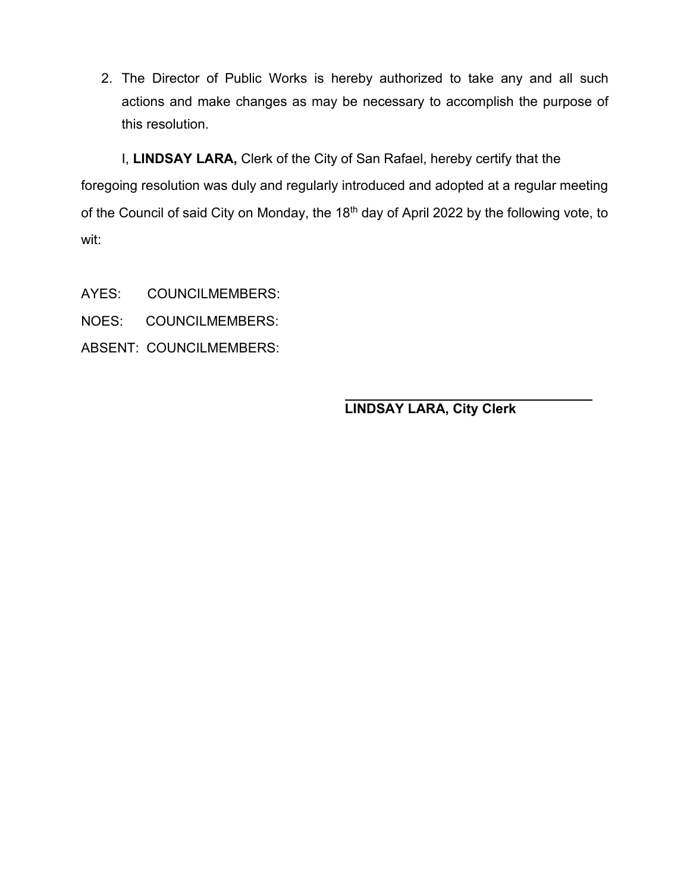2. The Director of Public Works is hereby authorized to take any and all such actions and make changes as may be necessary to accomplish the purpose of this resolution.

I, **LINDSAY LARA,** Clerk of the City of San Rafael, hereby certify that the foregoing resolution was duly and regularly introduced and adopted at a regular meeting of the Council of said City on Monday, the 18th day of April 2022 by the following vote, to wit:

AYES: COUNCILMEMBERS:

NOES: COUNCILMEMBERS:

ABSENT: COUNCILMEMBERS:

**LINDSAY LARA, City Clerk**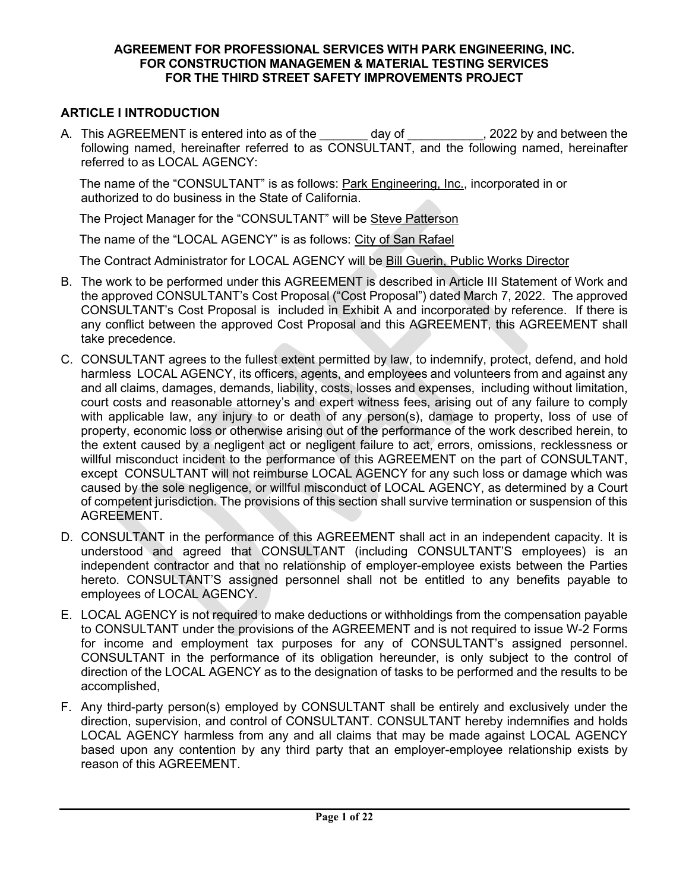**AGREEMENT FOR PROFESSIONAL SERVICES WITH PARK ENGINEERING, INC.**
**FOR CONSTRUCTION MANAGEMEN & MATERIAL TESTING SERVICES**
**FOR THE THIRD STREET SAFETY IMPROVEMENTS PROJECT**

## ARTICLE I INTRODUCTION

A. This AGREEMENT is entered into as of the _______ day of ___________, 2022 by and between the following named, hereinafter referred to as CONSULTANT, and the following named, hereinafter referred to as LOCAL AGENCY:

The name of the "CONSULTANT" is as follows: Park Engineering, Inc., incorporated in or authorized to do business in the State of California.

The Project Manager for the "CONSULTANT" will be Steve Patterson

The name of the "LOCAL AGENCY" is as follows: City of San Rafael

The Contract Administrator for LOCAL AGENCY will be Bill Guerin, Public Works Director

B. The work to be performed under this AGREEMENT is described in Article III Statement of Work and the approved CONSULTANT's Cost Proposal ("Cost Proposal") dated March 7, 2022. The approved CONSULTANT's Cost Proposal is included in Exhibit A and incorporated by reference. If there is any conflict between the approved Cost Proposal and this AGREEMENT, this AGREEMENT shall take precedence.

C. CONSULTANT agrees to the fullest extent permitted by law, to indemnify, protect, defend, and hold harmless LOCAL AGENCY, its officers, agents, and employees and volunteers from and against any and all claims, damages, demands, liability, costs, losses and expenses, including without limitation, court costs and reasonable attorney's and expert witness fees, arising out of any failure to comply with applicable law, any injury to or death of any person(s), damage to property, loss of use of property, economic loss or otherwise arising out of the performance of the work described herein, to the extent caused by a negligent act or negligent failure to act, errors, omissions, recklessness or willful misconduct incident to the performance of this AGREEMENT on the part of CONSULTANT, except CONSULTANT will not reimburse LOCAL AGENCY for any such loss or damage which was caused by the sole negligence, or willful misconduct of LOCAL AGENCY, as determined by a Court of competent jurisdiction. The provisions of this section shall survive termination or suspension of this AGREEMENT.

D. CONSULTANT in the performance of this AGREEMENT shall act in an independent capacity. It is understood and agreed that CONSULTANT (including CONSULTANT'S employees) is an independent contractor and that no relationship of employer-employee exists between the Parties hereto. CONSULTANT'S assigned personnel shall not be entitled to any benefits payable to employees of LOCAL AGENCY.

E. LOCAL AGENCY is not required to make deductions or withholdings from the compensation payable to CONSULTANT under the provisions of the AGREEMENT and is not required to issue W-2 Forms for income and employment tax purposes for any of CONSULTANT's assigned personnel. CONSULTANT in the performance of its obligation hereunder, is only subject to the control of direction of the LOCAL AGENCY as to the designation of tasks to be performed and the results to be accomplished,

F. Any third-party person(s) employed by CONSULTANT shall be entirely and exclusively under the direction, supervision, and control of CONSULTANT. CONSULTANT hereby indemnifies and holds LOCAL AGENCY harmless from any and all claims that may be made against LOCAL AGENCY based upon any contention by any third party that an employer-employee relationship exists by reason of this AGREEMENT.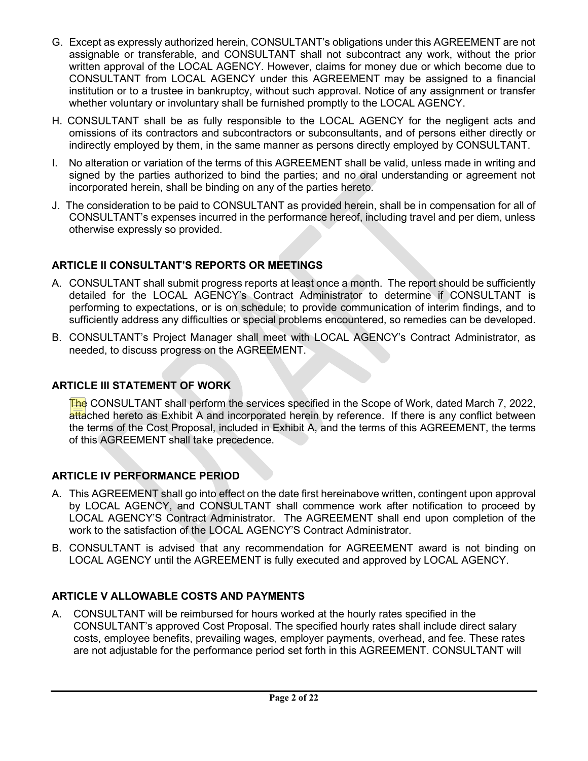G. Except as expressly authorized herein, CONSULTANT's obligations under this AGREEMENT are not assignable or transferable, and CONSULTANT shall not subcontract any work, without the prior written approval of the LOCAL AGENCY. However, claims for money due or which become due to CONSULTANT from LOCAL AGENCY under this AGREEMENT may be assigned to a financial institution or to a trustee in bankruptcy, without such approval. Notice of any assignment or transfer whether voluntary or involuntary shall be furnished promptly to the LOCAL AGENCY.

H. CONSULTANT shall be as fully responsible to the LOCAL AGENCY for the negligent acts and omissions of its contractors and subcontractors or subconsultants, and of persons either directly or indirectly employed by them, in the same manner as persons directly employed by CONSULTANT.

I. No alteration or variation of the terms of this AGREEMENT shall be valid, unless made in writing and signed by the parties authorized to bind the parties; and no oral understanding or agreement not incorporated herein, shall be binding on any of the parties hereto.

J. The consideration to be paid to CONSULTANT as provided herein, shall be in compensation for all of CONSULTANT's expenses incurred in the performance hereof, including travel and per diem, unless otherwise expressly so provided.

### ARTICLE II CONSULTANT'S REPORTS OR MEETINGS

A. CONSULTANT shall submit progress reports at least once a month. The report should be sufficiently detailed for the LOCAL AGENCY's Contract Administrator to determine if CONSULTANT is performing to expectations, or is on schedule; to provide communication of interim findings, and to sufficiently address any difficulties or special problems encountered, so remedies can be developed.

B. CONSULTANT's Project Manager shall meet with LOCAL AGENCY's Contract Administrator, as needed, to discuss progress on the AGREEMENT.

### ARTICLE III STATEMENT OF WORK

The CONSULTANT shall perform the services specified in the Scope of Work, dated March 7, 2022, attached hereto as Exhibit A and incorporated herein by reference. If there is any conflict between the terms of the Cost Proposal, included in Exhibit A, and the terms of this AGREEMENT, the terms of this AGREEMENT shall take precedence.

### ARTICLE IV PERFORMANCE PERIOD

A. This AGREEMENT shall go into effect on the date first hereinabove written, contingent upon approval by LOCAL AGENCY, and CONSULTANT shall commence work after notification to proceed by LOCAL AGENCY'S Contract Administrator. The AGREEMENT shall end upon completion of the work to the satisfaction of the LOCAL AGENCY'S Contract Administrator.

B. CONSULTANT is advised that any recommendation for AGREEMENT award is not binding on LOCAL AGENCY until the AGREEMENT is fully executed and approved by LOCAL AGENCY.

### ARTICLE V ALLOWABLE COSTS AND PAYMENTS

A. CONSULTANT will be reimbursed for hours worked at the hourly rates specified in the CONSULTANT's approved Cost Proposal. The specified hourly rates shall include direct salary costs, employee benefits, prevailing wages, employer payments, overhead, and fee. These rates are not adjustable for the performance period set forth in this AGREEMENT. CONSULTANT will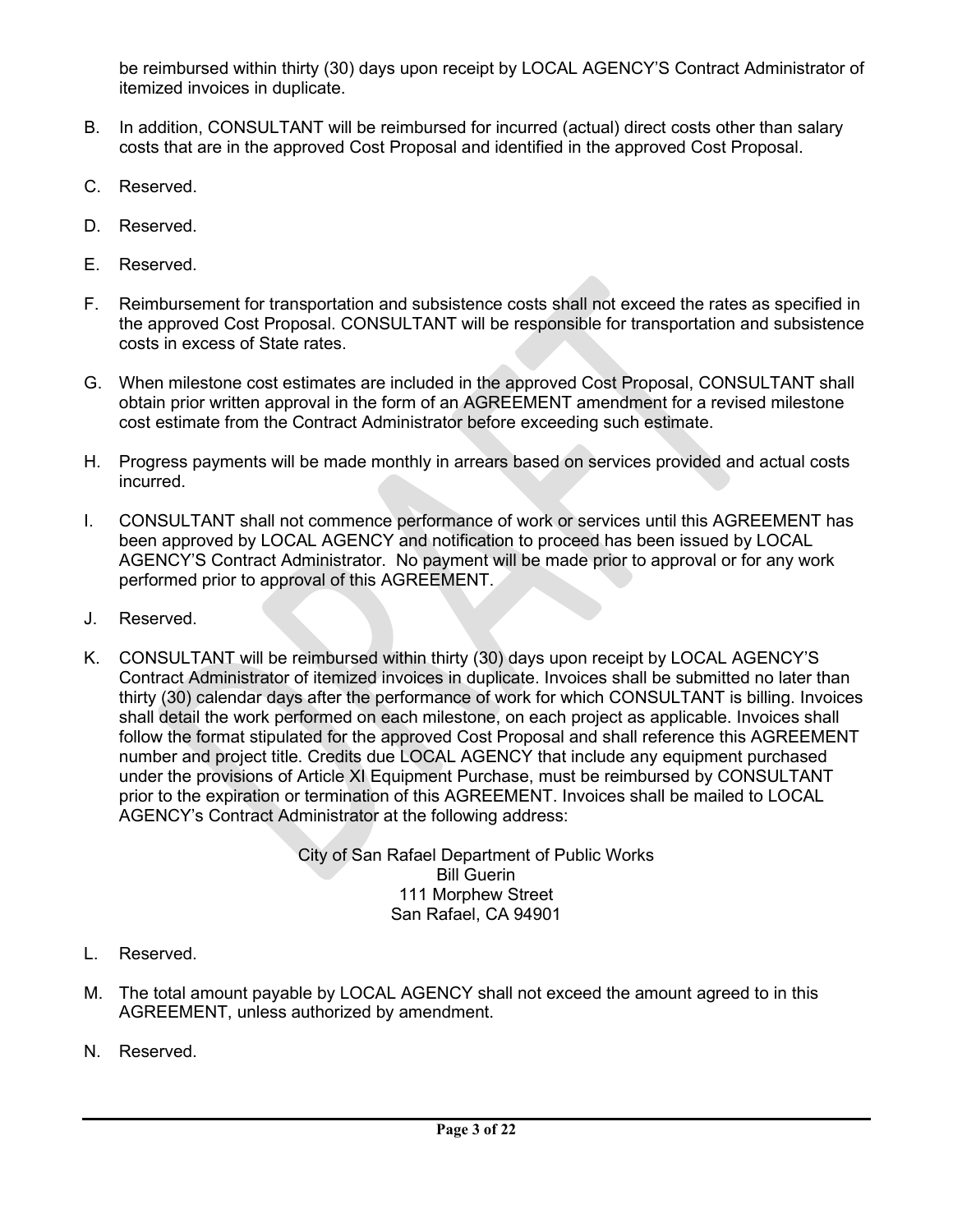be reimbursed within thirty (30) days upon receipt by LOCAL AGENCY'S Contract Administrator of itemized invoices in duplicate.

B. In addition, CONSULTANT will be reimbursed for incurred (actual) direct costs other than salary costs that are in the approved Cost Proposal and identified in the approved Cost Proposal.

C. Reserved.

D. Reserved.

E. Reserved.

F. Reimbursement for transportation and subsistence costs shall not exceed the rates as specified in the approved Cost Proposal. CONSULTANT will be responsible for transportation and subsistence costs in excess of State rates.

G. When milestone cost estimates are included in the approved Cost Proposal, CONSULTANT shall obtain prior written approval in the form of an AGREEMENT amendment for a revised milestone cost estimate from the Contract Administrator before exceeding such estimate.

H. Progress payments will be made monthly in arrears based on services provided and actual costs incurred.

I. CONSULTANT shall not commence performance of work or services until this AGREEMENT has been approved by LOCAL AGENCY and notification to proceed has been issued by LOCAL AGENCY'S Contract Administrator. No payment will be made prior to approval or for any work performed prior to approval of this AGREEMENT.

J. Reserved.

K. CONSULTANT will be reimbursed within thirty (30) days upon receipt by LOCAL AGENCY'S Contract Administrator of itemized invoices in duplicate. Invoices shall be submitted no later than thirty (30) calendar days after the performance of work for which CONSULTANT is billing. Invoices shall detail the work performed on each milestone, on each project as applicable. Invoices shall follow the format stipulated for the approved Cost Proposal and shall reference this AGREEMENT number and project title. Credits due LOCAL AGENCY that include any equipment purchased under the provisions of Article XI Equipment Purchase, must be reimbursed by CONSULTANT prior to the expiration or termination of this AGREEMENT. Invoices shall be mailed to LOCAL AGENCY's Contract Administrator at the following address:

City of San Rafael Department of Public Works  
Bill Guerin  
111 Morphew Street  
San Rafael, CA 94901

L. Reserved.

M. The total amount payable by LOCAL AGENCY shall not exceed the amount agreed to in this AGREEMENT, unless authorized by amendment.

N. Reserved.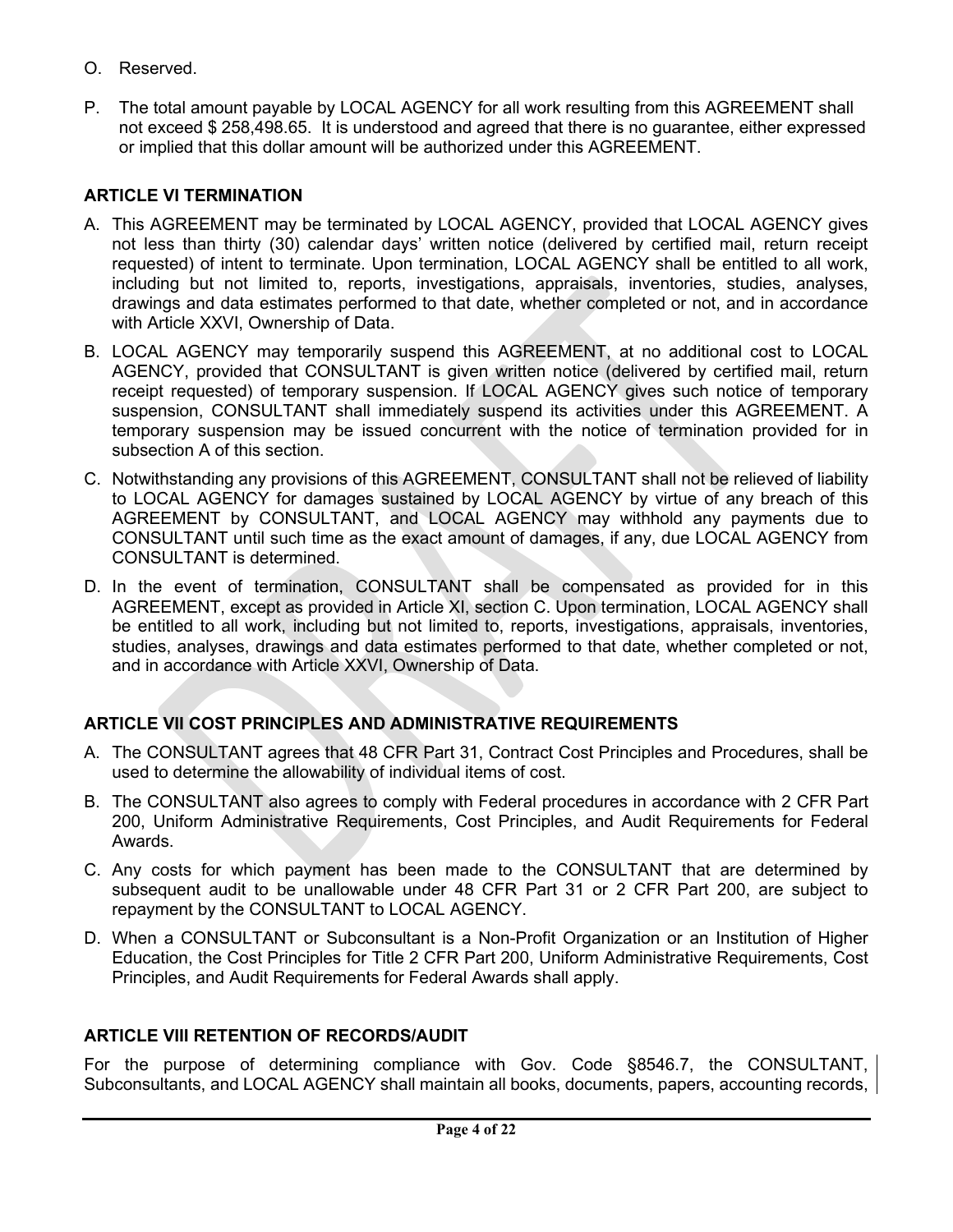O. Reserved.

P. The total amount payable by LOCAL AGENCY for all work resulting from this AGREEMENT shall not exceed $ 258,498.65. It is understood and agreed that there is no guarantee, either expressed or implied that this dollar amount will be authorized under this AGREEMENT.

## ARTICLE VI TERMINATION

A. This AGREEMENT may be terminated by LOCAL AGENCY, provided that LOCAL AGENCY gives not less than thirty (30) calendar days' written notice (delivered by certified mail, return receipt requested) of intent to terminate. Upon termination, LOCAL AGENCY shall be entitled to all work, including but not limited to, reports, investigations, appraisals, inventories, studies, analyses, drawings and data estimates performed to that date, whether completed or not, and in accordance with Article XXVI, Ownership of Data.

B. LOCAL AGENCY may temporarily suspend this AGREEMENT, at no additional cost to LOCAL AGENCY, provided that CONSULTANT is given written notice (delivered by certified mail, return receipt requested) of temporary suspension. If LOCAL AGENCY gives such notice of temporary suspension, CONSULTANT shall immediately suspend its activities under this AGREEMENT. A temporary suspension may be issued concurrent with the notice of termination provided for in subsection A of this section.

C. Notwithstanding any provisions of this AGREEMENT, CONSULTANT shall not be relieved of liability to LOCAL AGENCY for damages sustained by LOCAL AGENCY by virtue of any breach of this AGREEMENT by CONSULTANT, and LOCAL AGENCY may withhold any payments due to CONSULTANT until such time as the exact amount of damages, if any, due LOCAL AGENCY from CONSULTANT is determined.

D. In the event of termination, CONSULTANT shall be compensated as provided for in this AGREEMENT, except as provided in Article XI, section C. Upon termination, LOCAL AGENCY shall be entitled to all work, including but not limited to, reports, investigations, appraisals, inventories, studies, analyses, drawings and data estimates performed to that date, whether completed or not, and in accordance with Article XXVI, Ownership of Data.

## ARTICLE VII COST PRINCIPLES AND ADMINISTRATIVE REQUIREMENTS

A. The CONSULTANT agrees that 48 CFR Part 31, Contract Cost Principles and Procedures, shall be used to determine the allowability of individual items of cost.

B. The CONSULTANT also agrees to comply with Federal procedures in accordance with 2 CFR Part 200, Uniform Administrative Requirements, Cost Principles, and Audit Requirements for Federal Awards.

C. Any costs for which payment has been made to the CONSULTANT that are determined by subsequent audit to be unallowable under 48 CFR Part 31 or 2 CFR Part 200, are subject to repayment by the CONSULTANT to LOCAL AGENCY.

D. When a CONSULTANT or Subconsultant is a Non-Profit Organization or an Institution of Higher Education, the Cost Principles for Title 2 CFR Part 200, Uniform Administrative Requirements, Cost Principles, and Audit Requirements for Federal Awards shall apply.

## ARTICLE VIII RETENTION OF RECORDS/AUDIT

For the purpose of determining compliance with Gov. Code §8546.7, the CONSULTANT, Subconsultants, and LOCAL AGENCY shall maintain all books, documents, papers, accounting records,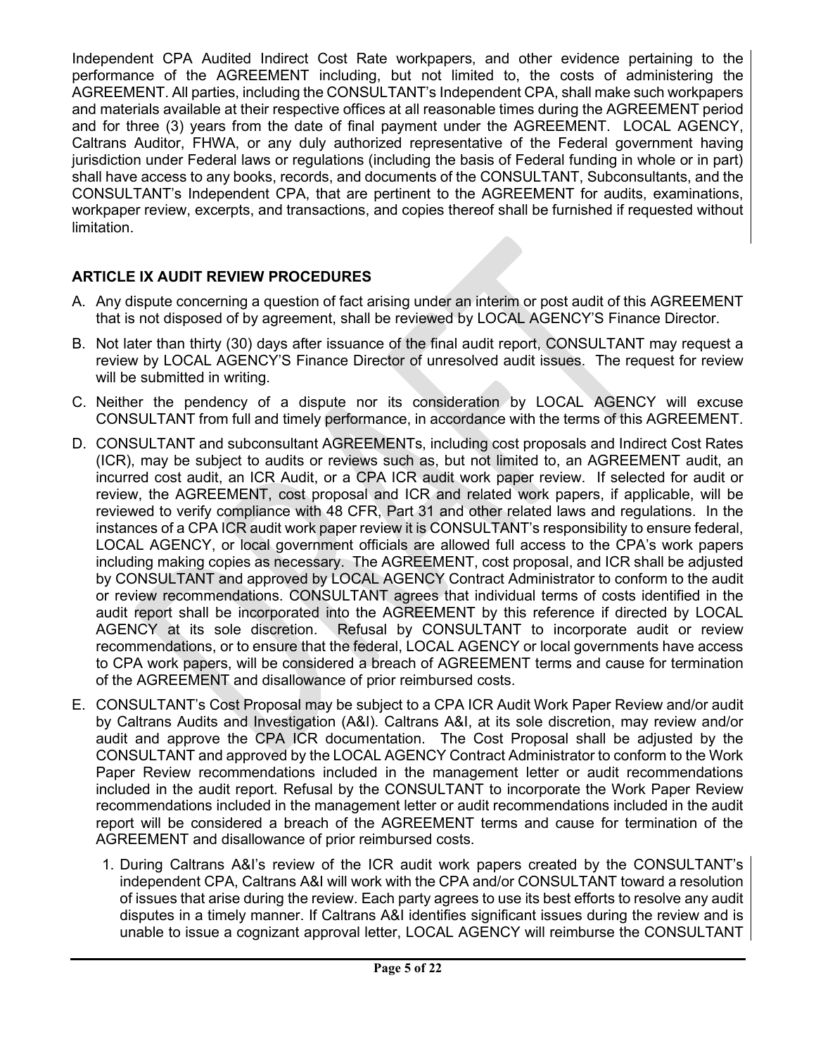Independent CPA Audited Indirect Cost Rate workpapers, and other evidence pertaining to the performance of the AGREEMENT including, but not limited to, the costs of administering the AGREEMENT. All parties, including the CONSULTANT's Independent CPA, shall make such workpapers and materials available at their respective offices at all reasonable times during the AGREEMENT period and for three (3) years from the date of final payment under the AGREEMENT. LOCAL AGENCY, Caltrans Auditor, FHWA, or any duly authorized representative of the Federal government having jurisdiction under Federal laws or regulations (including the basis of Federal funding in whole or in part) shall have access to any books, records, and documents of the CONSULTANT, Subconsultants, and the CONSULTANT's Independent CPA, that are pertinent to the AGREEMENT for audits, examinations, workpaper review, excerpts, and transactions, and copies thereof shall be furnished if requested without limitation.

## ARTICLE IX AUDIT REVIEW PROCEDURES

A. Any dispute concerning a question of fact arising under an interim or post audit of this AGREEMENT that is not disposed of by agreement, shall be reviewed by LOCAL AGENCY'S Finance Director.

B. Not later than thirty (30) days after issuance of the final audit report, CONSULTANT may request a review by LOCAL AGENCY'S Finance Director of unresolved audit issues. The request for review will be submitted in writing.

C. Neither the pendency of a dispute nor its consideration by LOCAL AGENCY will excuse CONSULTANT from full and timely performance, in accordance with the terms of this AGREEMENT.

D. CONSULTANT and subconsultant AGREEMENTs, including cost proposals and Indirect Cost Rates (ICR), may be subject to audits or reviews such as, but not limited to, an AGREEMENT audit, an incurred cost audit, an ICR Audit, or a CPA ICR audit work paper review. If selected for audit or review, the AGREEMENT, cost proposal and ICR and related work papers, if applicable, will be reviewed to verify compliance with 48 CFR, Part 31 and other related laws and regulations. In the instances of a CPA ICR audit work paper review it is CONSULTANT's responsibility to ensure federal, LOCAL AGENCY, or local government officials are allowed full access to the CPA's work papers including making copies as necessary. The AGREEMENT, cost proposal, and ICR shall be adjusted by CONSULTANT and approved by LOCAL AGENCY Contract Administrator to conform to the audit or review recommendations. CONSULTANT agrees that individual terms of costs identified in the audit report shall be incorporated into the AGREEMENT by this reference if directed by LOCAL AGENCY at its sole discretion. Refusal by CONSULTANT to incorporate audit or review recommendations, or to ensure that the federal, LOCAL AGENCY or local governments have access to CPA work papers, will be considered a breach of AGREEMENT terms and cause for termination of the AGREEMENT and disallowance of prior reimbursed costs.

E. CONSULTANT's Cost Proposal may be subject to a CPA ICR Audit Work Paper Review and/or audit by Caltrans Audits and Investigation (A&I). Caltrans A&I, at its sole discretion, may review and/or audit and approve the CPA ICR documentation. The Cost Proposal shall be adjusted by the CONSULTANT and approved by the LOCAL AGENCY Contract Administrator to conform to the Work Paper Review recommendations included in the management letter or audit recommendations included in the audit report. Refusal by the CONSULTANT to incorporate the Work Paper Review recommendations included in the management letter or audit recommendations included in the audit report will be considered a breach of the AGREEMENT terms and cause for termination of the AGREEMENT and disallowance of prior reimbursed costs.

   1. During Caltrans A&I's review of the ICR audit work papers created by the CONSULTANT's independent CPA, Caltrans A&I will work with the CPA and/or CONSULTANT toward a resolution of issues that arise during the review. Each party agrees to use its best efforts to resolve any audit disputes in a timely manner. If Caltrans A&I identifies significant issues during the review and is unable to issue a cognizant approval letter, LOCAL AGENCY will reimburse the CONSULTANT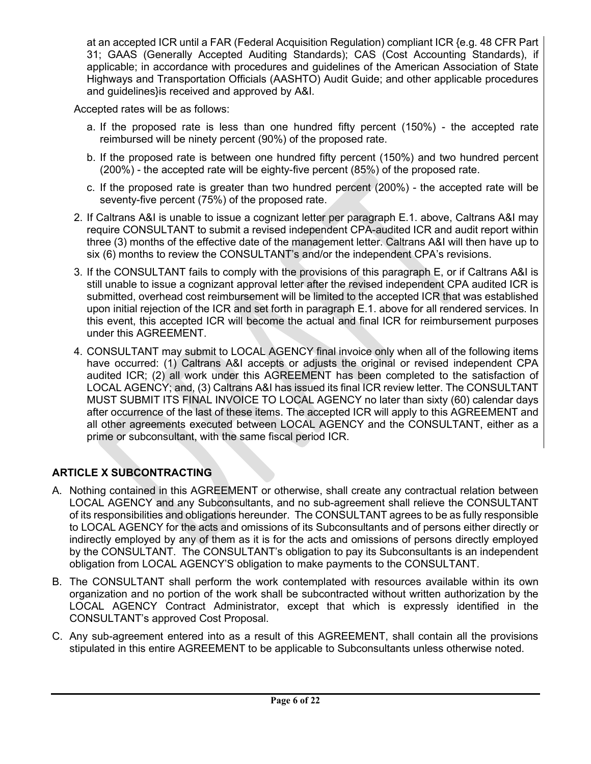at an accepted ICR until a FAR (Federal Acquisition Regulation) compliant ICR {e.g. 48 CFR Part 31; GAAS (Generally Accepted Auditing Standards); CAS (Cost Accounting Standards), if applicable; in accordance with procedures and guidelines of the American Association of State Highways and Transportation Officials (AASHTO) Audit Guide; and other applicable procedures and guidelines}is received and approved by A&I.

Accepted rates will be as follows:

a. If the proposed rate is less than one hundred fifty percent (150%) - the accepted rate reimbursed will be ninety percent (90%) of the proposed rate.

b. If the proposed rate is between one hundred fifty percent (150%) and two hundred percent (200%) - the accepted rate will be eighty-five percent (85%) of the proposed rate.

c. If the proposed rate is greater than two hundred percent (200%) - the accepted rate will be seventy-five percent (75%) of the proposed rate.

2. If Caltrans A&I is unable to issue a cognizant letter per paragraph E.1. above, Caltrans A&I may require CONSULTANT to submit a revised independent CPA-audited ICR and audit report within three (3) months of the effective date of the management letter. Caltrans A&I will then have up to six (6) months to review the CONSULTANT's and/or the independent CPA's revisions.

3. If the CONSULTANT fails to comply with the provisions of this paragraph E, or if Caltrans A&I is still unable to issue a cognizant approval letter after the revised independent CPA audited ICR is submitted, overhead cost reimbursement will be limited to the accepted ICR that was established upon initial rejection of the ICR and set forth in paragraph E.1. above for all rendered services. In this event, this accepted ICR will become the actual and final ICR for reimbursement purposes under this AGREEMENT.

4. CONSULTANT may submit to LOCAL AGENCY final invoice only when all of the following items have occurred: (1) Caltrans A&I accepts or adjusts the original or revised independent CPA audited ICR; (2) all work under this AGREEMENT has been completed to the satisfaction of LOCAL AGENCY; and, (3) Caltrans A&I has issued its final ICR review letter. The CONSULTANT MUST SUBMIT ITS FINAL INVOICE TO LOCAL AGENCY no later than sixty (60) calendar days after occurrence of the last of these items. The accepted ICR will apply to this AGREEMENT and all other agreements executed between LOCAL AGENCY and the CONSULTANT, either as a prime or subconsultant, with the same fiscal period ICR.

## ARTICLE X SUBCONTRACTING

A. Nothing contained in this AGREEMENT or otherwise, shall create any contractual relation between LOCAL AGENCY and any Subconsultants, and no sub-agreement shall relieve the CONSULTANT of its responsibilities and obligations hereunder. The CONSULTANT agrees to be as fully responsible to LOCAL AGENCY for the acts and omissions of its Subconsultants and of persons either directly or indirectly employed by any of them as it is for the acts and omissions of persons directly employed by the CONSULTANT. The CONSULTANT's obligation to pay its Subconsultants is an independent obligation from LOCAL AGENCY'S obligation to make payments to the CONSULTANT.

B. The CONSULTANT shall perform the work contemplated with resources available within its own organization and no portion of the work shall be subcontracted without written authorization by the LOCAL AGENCY Contract Administrator, except that which is expressly identified in the CONSULTANT's approved Cost Proposal.

C. Any sub-agreement entered into as a result of this AGREEMENT, shall contain all the provisions stipulated in this entire AGREEMENT to be applicable to Subconsultants unless otherwise noted.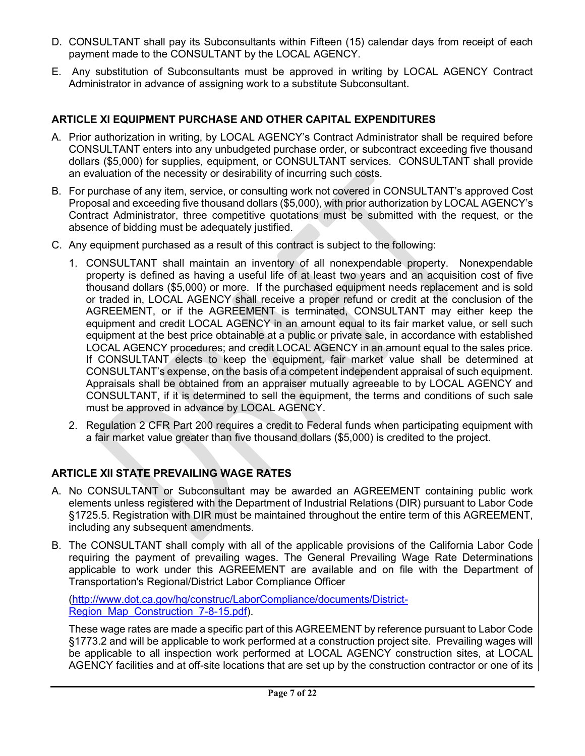D. CONSULTANT shall pay its Subconsultants within Fifteen (15) calendar days from receipt of each payment made to the CONSULTANT by the LOCAL AGENCY.

E. Any substitution of Subconsultants must be approved in writing by LOCAL AGENCY Contract Administrator in advance of assigning work to a substitute Subconsultant.

## ARTICLE XI EQUIPMENT PURCHASE AND OTHER CAPITAL EXPENDITURES

A. Prior authorization in writing, by LOCAL AGENCY's Contract Administrator shall be required before CONSULTANT enters into any unbudgeted purchase order, or subcontract exceeding five thousand dollars ($5,000) for supplies, equipment, or CONSULTANT services. CONSULTANT shall provide an evaluation of the necessity or desirability of incurring such costs.

B. For purchase of any item, service, or consulting work not covered in CONSULTANT's approved Cost Proposal and exceeding five thousand dollars ($5,000), with prior authorization by LOCAL AGENCY's Contract Administrator, three competitive quotations must be submitted with the request, or the absence of bidding must be adequately justified.

C. Any equipment purchased as a result of this contract is subject to the following:

   1. CONSULTANT shall maintain an inventory of all nonexpendable property. Nonexpendable property is defined as having a useful life of at least two years and an acquisition cost of five thousand dollars ($5,000) or more. If the purchased equipment needs replacement and is sold or traded in, LOCAL AGENCY shall receive a proper refund or credit at the conclusion of the AGREEMENT, or if the AGREEMENT is terminated, CONSULTANT may either keep the equipment and credit LOCAL AGENCY in an amount equal to its fair market value, or sell such equipment at the best price obtainable at a public or private sale, in accordance with established LOCAL AGENCY procedures; and credit LOCAL AGENCY in an amount equal to the sales price. If CONSULTANT elects to keep the equipment, fair market value shall be determined at CONSULTANT's expense, on the basis of a competent independent appraisal of such equipment. Appraisals shall be obtained from an appraiser mutually agreeable to by LOCAL AGENCY and CONSULTANT, if it is determined to sell the equipment, the terms and conditions of such sale must be approved in advance by LOCAL AGENCY.

   2. Regulation 2 CFR Part 200 requires a credit to Federal funds when participating equipment with a fair market value greater than five thousand dollars ($5,000) is credited to the project.

## ARTICLE XII STATE PREVAILING WAGE RATES

A. No CONSULTANT or Subconsultant may be awarded an AGREEMENT containing public work elements unless registered with the Department of Industrial Relations (DIR) pursuant to Labor Code §1725.5. Registration with DIR must be maintained throughout the entire term of this AGREEMENT, including any subsequent amendments.

B. The CONSULTANT shall comply with all of the applicable provisions of the California Labor Code requiring the payment of prevailing wages. The General Prevailing Wage Rate Determinations applicable to work under this AGREEMENT are available and on file with the Department of Transportation's Regional/District Labor Compliance Officer

   ([http://www.dot.ca.gov/hq/construc/LaborCompliance/documents/District-Region_Map_Construction_7-8-15.pdf](http://www.dot.ca.gov/hq/construc/LaborCompliance/documents/District-Region_Map_Construction_7-8-15.pdf)).

   These wage rates are made a specific part of this AGREEMENT by reference pursuant to Labor Code §1773.2 and will be applicable to work performed at a construction project site. Prevailing wages will be applicable to all inspection work performed at LOCAL AGENCY construction sites, at LOCAL AGENCY facilities and at off-site locations that are set up by the construction contractor or one of its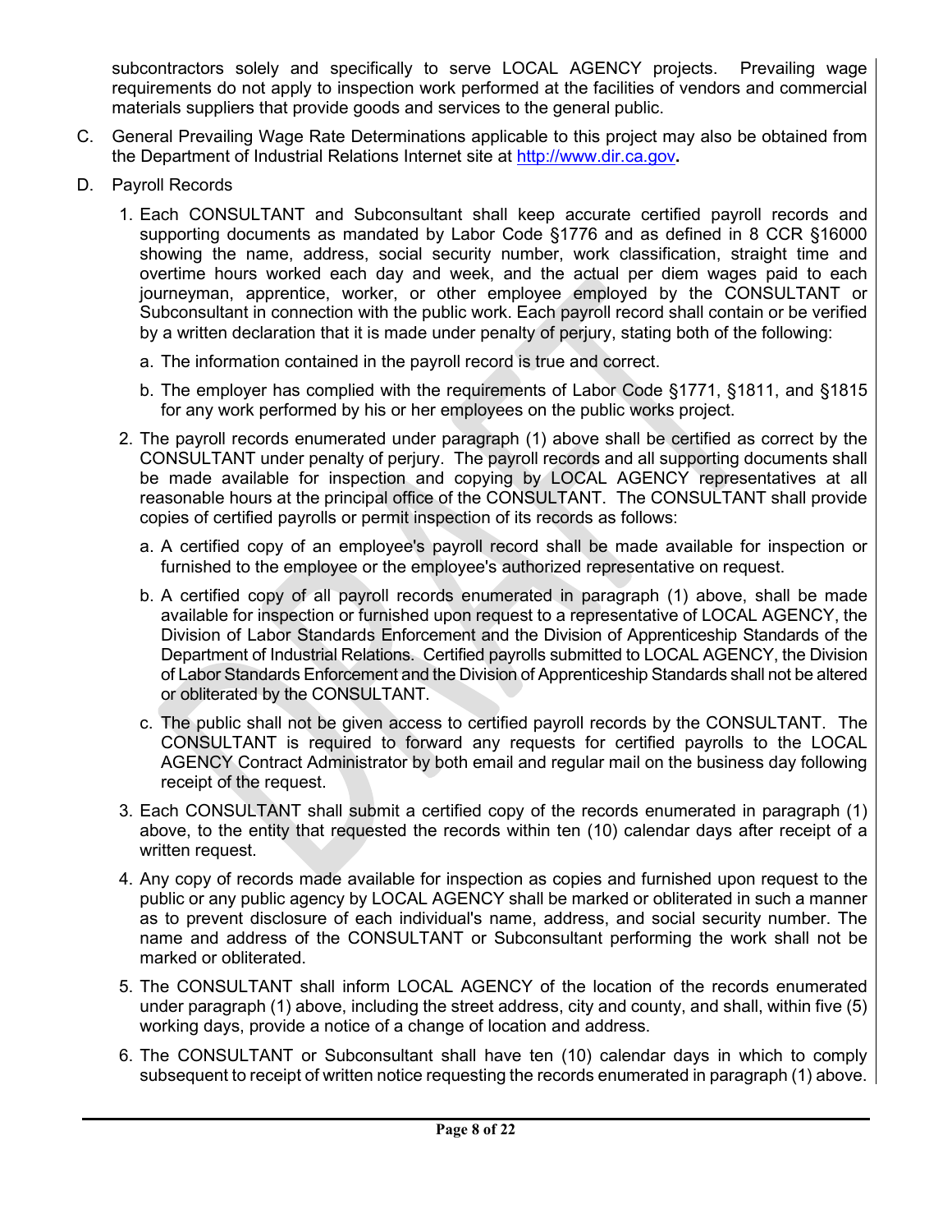subcontractors solely and specifically to serve LOCAL AGENCY projects. Prevailing wage requirements do not apply to inspection work performed at the facilities of vendors and commercial materials suppliers that provide goods and services to the general public.

C. General Prevailing Wage Rate Determinations applicable to this project may also be obtained from the Department of Industrial Relations Internet site at http://www.dir.ca.gov.

D. Payroll Records

1. Each CONSULTANT and Subconsultant shall keep accurate certified payroll records and supporting documents as mandated by Labor Code §1776 and as defined in 8 CCR §16000 showing the name, address, social security number, work classification, straight time and overtime hours worked each day and week, and the actual per diem wages paid to each journeyman, apprentice, worker, or other employee employed by the CONSULTANT or Subconsultant in connection with the public work. Each payroll record shall contain or be verified by a written declaration that it is made under penalty of perjury, stating both of the following:

   a. The information contained in the payroll record is true and correct.

   b. The employer has complied with the requirements of Labor Code §1771, §1811, and §1815 for any work performed by his or her employees on the public works project.

2. The payroll records enumerated under paragraph (1) above shall be certified as correct by the CONSULTANT under penalty of perjury. The payroll records and all supporting documents shall be made available for inspection and copying by LOCAL AGENCY representatives at all reasonable hours at the principal office of the CONSULTANT. The CONSULTANT shall provide copies of certified payrolls or permit inspection of its records as follows:

   a. A certified copy of an employee's payroll record shall be made available for inspection or furnished to the employee or the employee's authorized representative on request.

   b. A certified copy of all payroll records enumerated in paragraph (1) above, shall be made available for inspection or furnished upon request to a representative of LOCAL AGENCY, the Division of Labor Standards Enforcement and the Division of Apprenticeship Standards of the Department of Industrial Relations. Certified payrolls submitted to LOCAL AGENCY, the Division of Labor Standards Enforcement and the Division of Apprenticeship Standards shall not be altered or obliterated by the CONSULTANT.

   c. The public shall not be given access to certified payroll records by the CONSULTANT. The CONSULTANT is required to forward any requests for certified payrolls to the LOCAL AGENCY Contract Administrator by both email and regular mail on the business day following receipt of the request.

3. Each CONSULTANT shall submit a certified copy of the records enumerated in paragraph (1) above, to the entity that requested the records within ten (10) calendar days after receipt of a written request.

4. Any copy of records made available for inspection as copies and furnished upon request to the public or any public agency by LOCAL AGENCY shall be marked or obliterated in such a manner as to prevent disclosure of each individual's name, address, and social security number. The name and address of the CONSULTANT or Subconsultant performing the work shall not be marked or obliterated.

5. The CONSULTANT shall inform LOCAL AGENCY of the location of the records enumerated under paragraph (1) above, including the street address, city and county, and shall, within five (5) working days, provide a notice of a change of location and address.

6. The CONSULTANT or Subconsultant shall have ten (10) calendar days in which to comply subsequent to receipt of written notice requesting the records enumerated in paragraph (1) above.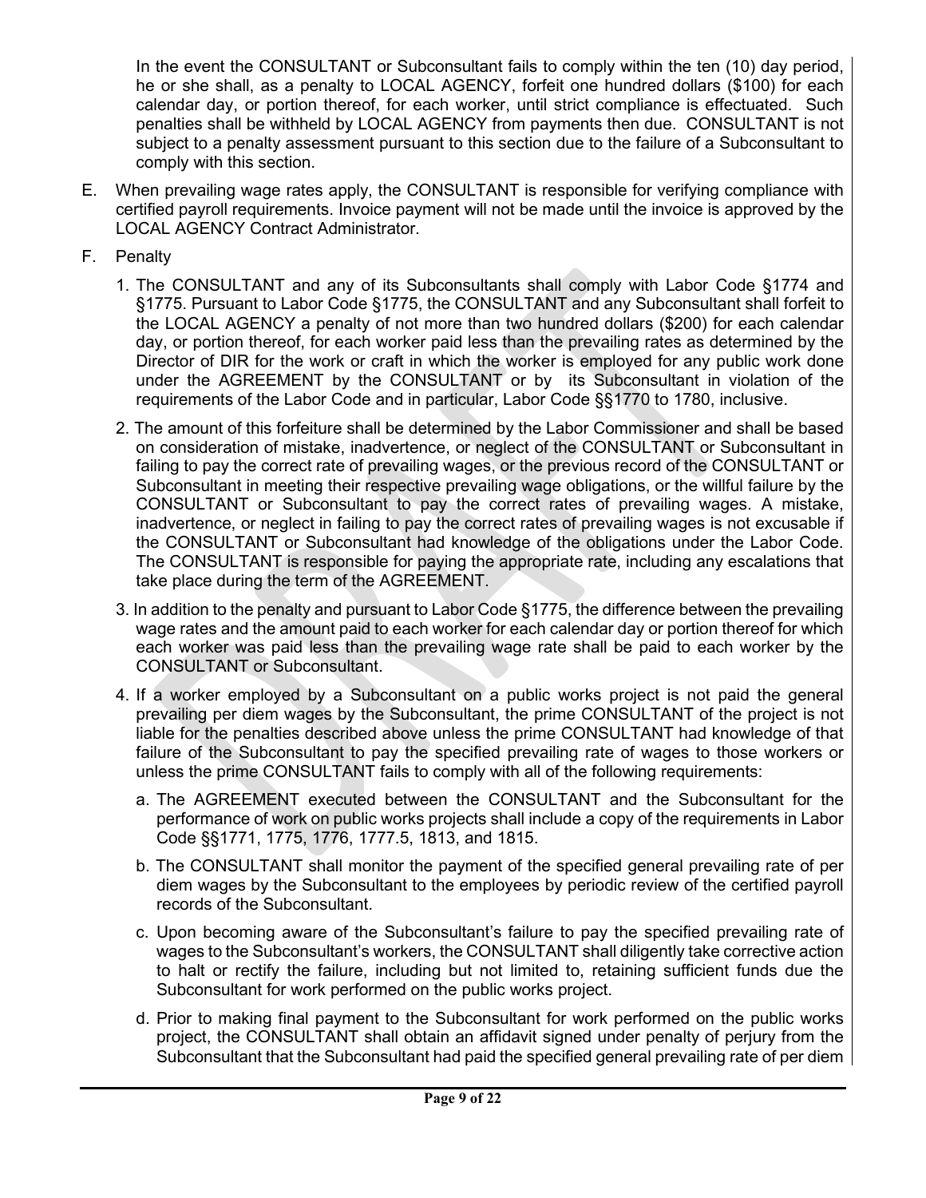In the event the CONSULTANT or Subconsultant fails to comply within the ten (10) day period, he or she shall, as a penalty to LOCAL AGENCY, forfeit one hundred dollars ($100) for each calendar day, or portion thereof, for each worker, until strict compliance is effectuated. Such penalties shall be withheld by LOCAL AGENCY from payments then due. CONSULTANT is not subject to a penalty assessment pursuant to this section due to the failure of a Subconsultant to comply with this section.

E. When prevailing wage rates apply, the CONSULTANT is responsible for verifying compliance with certified payroll requirements. Invoice payment will not be made until the invoice is approved by the LOCAL AGENCY Contract Administrator.

F. Penalty

1. The CONSULTANT and any of its Subconsultants shall comply with Labor Code §1774 and §1775. Pursuant to Labor Code §1775, the CONSULTANT and any Subconsultant shall forfeit to the LOCAL AGENCY a penalty of not more than two hundred dollars ($200) for each calendar day, or portion thereof, for each worker paid less than the prevailing rates as determined by the Director of DIR for the work or craft in which the worker is employed for any public work done under the AGREEMENT by the CONSULTANT or by its Subconsultant in violation of the requirements of the Labor Code and in particular, Labor Code §§1770 to 1780, inclusive.

2. The amount of this forfeiture shall be determined by the Labor Commissioner and shall be based on consideration of mistake, inadvertence, or neglect of the CONSULTANT or Subconsultant in failing to pay the correct rate of prevailing wages, or the previous record of the CONSULTANT or Subconsultant in meeting their respective prevailing wage obligations, or the willful failure by the CONSULTANT or Subconsultant to pay the correct rates of prevailing wages. A mistake, inadvertence, or neglect in failing to pay the correct rates of prevailing wages is not excusable if the CONSULTANT or Subconsultant had knowledge of the obligations under the Labor Code. The CONSULTANT is responsible for paying the appropriate rate, including any escalations that take place during the term of the AGREEMENT.

3. In addition to the penalty and pursuant to Labor Code §1775, the difference between the prevailing wage rates and the amount paid to each worker for each calendar day or portion thereof for which each worker was paid less than the prevailing wage rate shall be paid to each worker by the CONSULTANT or Subconsultant.

4. If a worker employed by a Subconsultant on a public works project is not paid the general prevailing per diem wages by the Subconsultant, the prime CONSULTANT of the project is not liable for the penalties described above unless the prime CONSULTANT had knowledge of that failure of the Subconsultant to pay the specified prevailing rate of wages to those workers or unless the prime CONSULTANT fails to comply with all of the following requirements:

   a. The AGREEMENT executed between the CONSULTANT and the Subconsultant for the performance of work on public works projects shall include a copy of the requirements in Labor Code §§1771, 1775, 1776, 1777.5, 1813, and 1815.

   b. The CONSULTANT shall monitor the payment of the specified general prevailing rate of per diem wages by the Subconsultant to the employees by periodic review of the certified payroll records of the Subconsultant.

   c. Upon becoming aware of the Subconsultant's failure to pay the specified prevailing rate of wages to the Subconsultant's workers, the CONSULTANT shall diligently take corrective action to halt or rectify the failure, including but not limited to, retaining sufficient funds due the Subconsultant for work performed on the public works project.

   d. Prior to making final payment to the Subconsultant for work performed on the public works project, the CONSULTANT shall obtain an affidavit signed under penalty of perjury from the Subconsultant that the Subconsultant had paid the specified general prevailing rate of per diem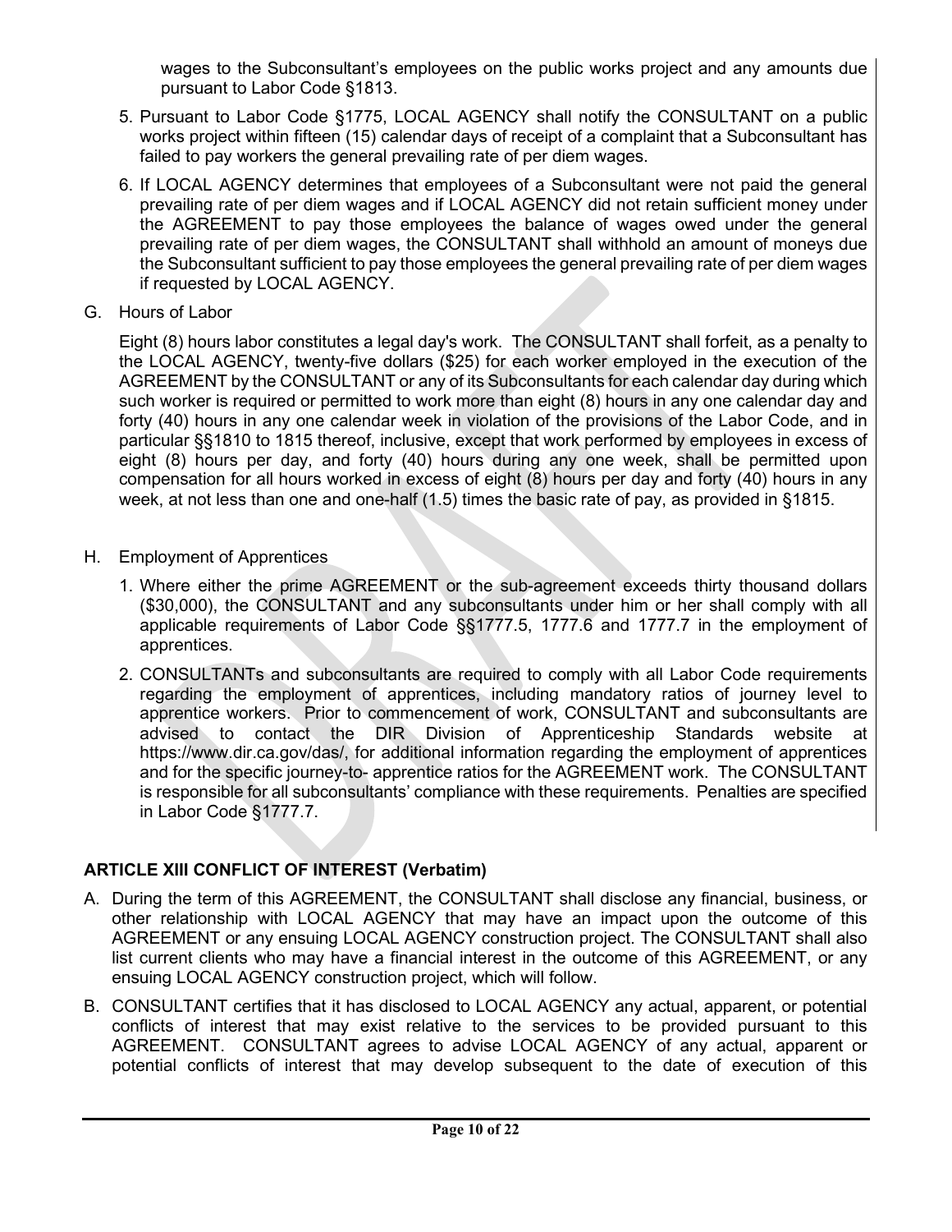wages to the Subconsultant's employees on the public works project and any amounts due pursuant to Labor Code §1813.

5. Pursuant to Labor Code §1775, LOCAL AGENCY shall notify the CONSULTANT on a public works project within fifteen (15) calendar days of receipt of a complaint that a Subconsultant has failed to pay workers the general prevailing rate of per diem wages.
6. If LOCAL AGENCY determines that employees of a Subconsultant were not paid the general prevailing rate of per diem wages and if LOCAL AGENCY did not retain sufficient money under the AGREEMENT to pay those employees the balance of wages owed under the general prevailing rate of per diem wages, the CONSULTANT shall withhold an amount of moneys due the Subconsultant sufficient to pay those employees the general prevailing rate of per diem wages if requested by LOCAL AGENCY.

G. Hours of Labor

Eight (8) hours labor constitutes a legal day's work. The CONSULTANT shall forfeit, as a penalty to the LOCAL AGENCY, twenty-five dollars ($25) for each worker employed in the execution of the AGREEMENT by the CONSULTANT or any of its Subconsultants for each calendar day during which such worker is required or permitted to work more than eight (8) hours in any one calendar day and forty (40) hours in any one calendar week in violation of the provisions of the Labor Code, and in particular §§1810 to 1815 thereof, inclusive, except that work performed by employees in excess of eight (8) hours per day, and forty (40) hours during any one week, shall be permitted upon compensation for all hours worked in excess of eight (8) hours per day and forty (40) hours in any week, at not less than one and one-half (1.5) times the basic rate of pay, as provided in §1815.

H. Employment of Apprentices

1. Where either the prime AGREEMENT or the sub-agreement exceeds thirty thousand dollars ($30,000), the CONSULTANT and any subconsultants under him or her shall comply with all applicable requirements of Labor Code §§1777.5, 1777.6 and 1777.7 in the employment of apprentices.
2. CONSULTANTs and subconsultants are required to comply with all Labor Code requirements regarding the employment of apprentices, including mandatory ratios of journey level to apprentice workers. Prior to commencement of work, CONSULTANT and subconsultants are advised to contact the DIR Division of Apprenticeship Standards website at https://www.dir.ca.gov/das/, for additional information regarding the employment of apprentices and for the specific journey-to- apprentice ratios for the AGREEMENT work. The CONSULTANT is responsible for all subconsultants' compliance with these requirements. Penalties are specified in Labor Code §1777.7.

## ARTICLE XIII CONFLICT OF INTEREST (Verbatim)

A. During the term of this AGREEMENT, the CONSULTANT shall disclose any financial, business, or other relationship with LOCAL AGENCY that may have an impact upon the outcome of this AGREEMENT or any ensuing LOCAL AGENCY construction project. The CONSULTANT shall also list current clients who may have a financial interest in the outcome of this AGREEMENT, or any ensuing LOCAL AGENCY construction project, which will follow.

B. CONSULTANT certifies that it has disclosed to LOCAL AGENCY any actual, apparent, or potential conflicts of interest that may exist relative to the services to be provided pursuant to this AGREEMENT. CONSULTANT agrees to advise LOCAL AGENCY of any actual, apparent or potential conflicts of interest that may develop subsequent to the date of execution of this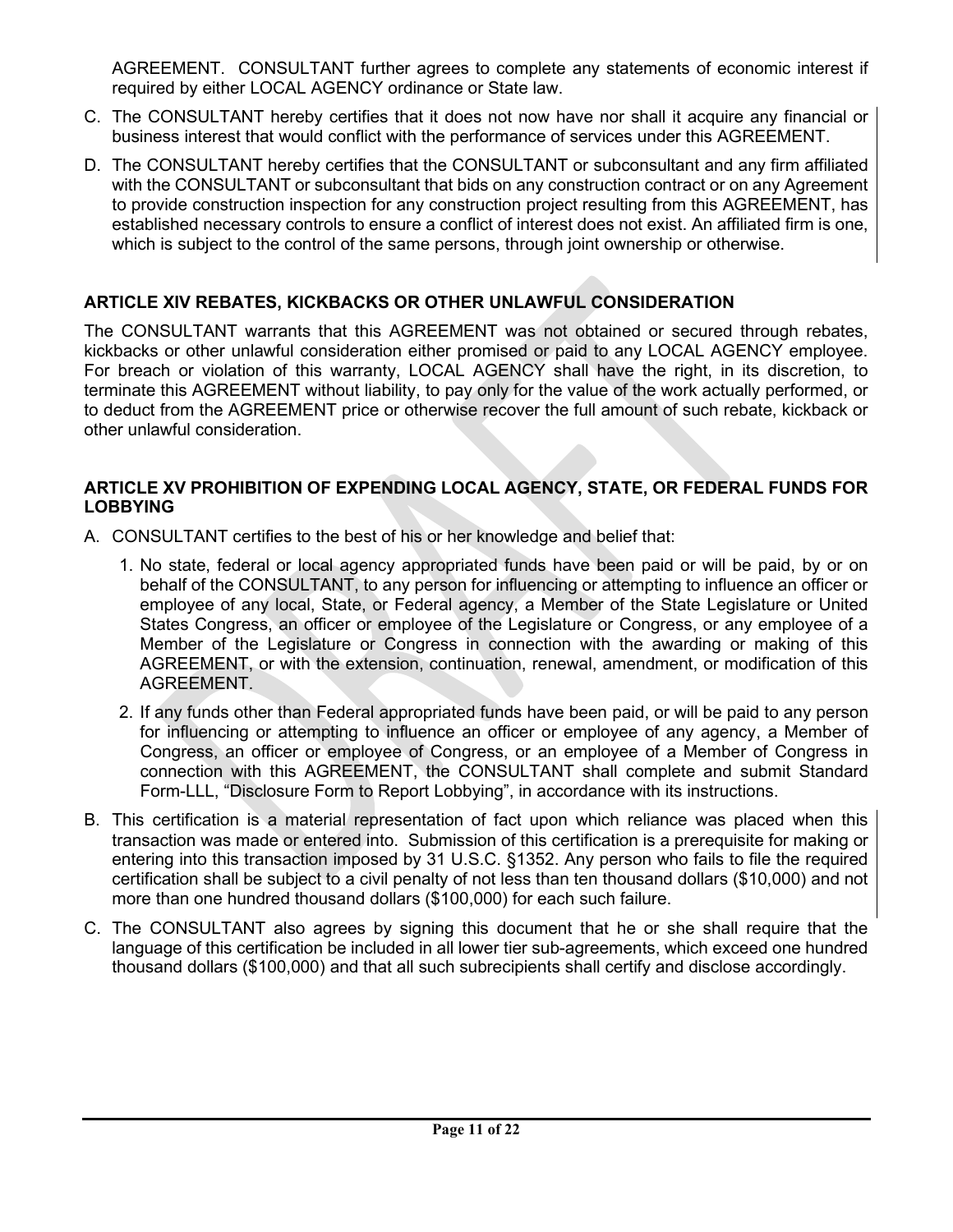AGREEMENT. CONSULTANT further agrees to complete any statements of economic interest if required by either LOCAL AGENCY ordinance or State law.

C. The CONSULTANT hereby certifies that it does not now have nor shall it acquire any financial or business interest that would conflict with the performance of services under this AGREEMENT.

D. The CONSULTANT hereby certifies that the CONSULTANT or subconsultant and any firm affiliated with the CONSULTANT or subconsultant that bids on any construction contract or on any Agreement to provide construction inspection for any construction project resulting from this AGREEMENT, has established necessary controls to ensure a conflict of interest does not exist. An affiliated firm is one, which is subject to the control of the same persons, through joint ownership or otherwise.

## ARTICLE XIV REBATES, KICKBACKS OR OTHER UNLAWFUL CONSIDERATION

The CONSULTANT warrants that this AGREEMENT was not obtained or secured through rebates, kickbacks or other unlawful consideration either promised or paid to any LOCAL AGENCY employee. For breach or violation of this warranty, LOCAL AGENCY shall have the right, in its discretion, to terminate this AGREEMENT without liability, to pay only for the value of the work actually performed, or to deduct from the AGREEMENT price or otherwise recover the full amount of such rebate, kickback or other unlawful consideration.

## ARTICLE XV PROHIBITION OF EXPENDING LOCAL AGENCY, STATE, OR FEDERAL FUNDS FOR LOBBYING

A. CONSULTANT certifies to the best of his or her knowledge and belief that:

   1. No state, federal or local agency appropriated funds have been paid or will be paid, by or on behalf of the CONSULTANT, to any person for influencing or attempting to influence an officer or employee of any local, State, or Federal agency, a Member of the State Legislature or United States Congress, an officer or employee of the Legislature or Congress, or any employee of a Member of the Legislature or Congress in connection with the awarding or making of this AGREEMENT, or with the extension, continuation, renewal, amendment, or modification of this AGREEMENT.

   2. If any funds other than Federal appropriated funds have been paid, or will be paid to any person for influencing or attempting to influence an officer or employee of any agency, a Member of Congress, an officer or employee of Congress, or an employee of a Member of Congress in connection with this AGREEMENT, the CONSULTANT shall complete and submit Standard Form-LLL, "Disclosure Form to Report Lobbying", in accordance with its instructions.

B. This certification is a material representation of fact upon which reliance was placed when this transaction was made or entered into. Submission of this certification is a prerequisite for making or entering into this transaction imposed by 31 U.S.C. §1352. Any person who fails to file the required certification shall be subject to a civil penalty of not less than ten thousand dollars ($10,000) and not more than one hundred thousand dollars ($100,000) for each such failure.

C. The CONSULTANT also agrees by signing this document that he or she shall require that the language of this certification be included in all lower tier sub-agreements, which exceed one hundred thousand dollars ($100,000) and that all such subrecipients shall certify and disclose accordingly.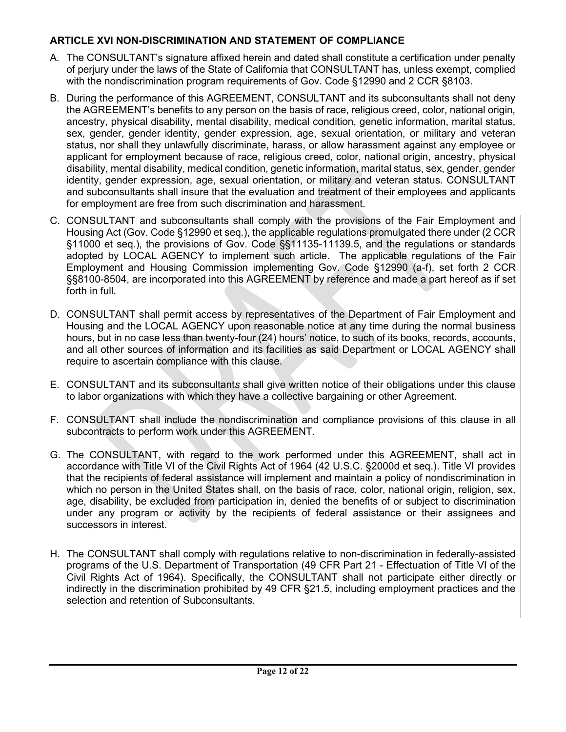### ARTICLE XVI NON-DISCRIMINATION AND STATEMENT OF COMPLIANCE

A. The CONSULTANT's signature affixed herein and dated shall constitute a certification under penalty of perjury under the laws of the State of California that CONSULTANT has, unless exempt, complied with the nondiscrimination program requirements of Gov. Code §12990 and 2 CCR §8103.

B. During the performance of this AGREEMENT, CONSULTANT and its subconsultants shall not deny the AGREEMENT's benefits to any person on the basis of race, religious creed, color, national origin, ancestry, physical disability, mental disability, medical condition, genetic information, marital status, sex, gender, gender identity, gender expression, age, sexual orientation, or military and veteran status, nor shall they unlawfully discriminate, harass, or allow harassment against any employee or applicant for employment because of race, religious creed, color, national origin, ancestry, physical disability, mental disability, medical condition, genetic information, marital status, sex, gender, gender identity, gender expression, age, sexual orientation, or military and veteran status. CONSULTANT and subconsultants shall insure that the evaluation and treatment of their employees and applicants for employment are free from such discrimination and harassment.

C. CONSULTANT and subconsultants shall comply with the provisions of the Fair Employment and Housing Act (Gov. Code §12990 et seq.), the applicable regulations promulgated there under (2 CCR §11000 et seq.), the provisions of Gov. Code §§11135-11139.5, and the regulations or standards adopted by LOCAL AGENCY to implement such article. The applicable regulations of the Fair Employment and Housing Commission implementing Gov. Code §12990 (a-f), set forth 2 CCR §§8100-8504, are incorporated into this AGREEMENT by reference and made a part hereof as if set forth in full.

D. CONSULTANT shall permit access by representatives of the Department of Fair Employment and Housing and the LOCAL AGENCY upon reasonable notice at any time during the normal business hours, but in no case less than twenty-four (24) hours' notice, to such of its books, records, accounts, and all other sources of information and its facilities as said Department or LOCAL AGENCY shall require to ascertain compliance with this clause.

E. CONSULTANT and its subconsultants shall give written notice of their obligations under this clause to labor organizations with which they have a collective bargaining or other Agreement.

F. CONSULTANT shall include the nondiscrimination and compliance provisions of this clause in all subcontracts to perform work under this AGREEMENT.

G. The CONSULTANT, with regard to the work performed under this AGREEMENT, shall act in accordance with Title VI of the Civil Rights Act of 1964 (42 U.S.C. §2000d et seq.). Title VI provides that the recipients of federal assistance will implement and maintain a policy of nondiscrimination in which no person in the United States shall, on the basis of race, color, national origin, religion, sex, age, disability, be excluded from participation in, denied the benefits of or subject to discrimination under any program or activity by the recipients of federal assistance or their assignees and successors in interest.

H. The CONSULTANT shall comply with regulations relative to non-discrimination in federally-assisted programs of the U.S. Department of Transportation (49 CFR Part 21 - Effectuation of Title VI of the Civil Rights Act of 1964). Specifically, the CONSULTANT shall not participate either directly or indirectly in the discrimination prohibited by 49 CFR §21.5, including employment practices and the selection and retention of Subconsultants.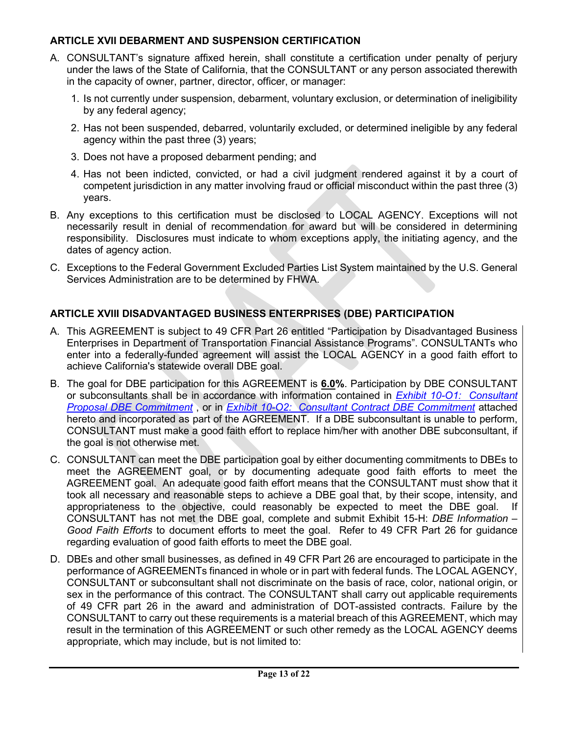### ARTICLE XVII DEBARMENT AND SUSPENSION CERTIFICATION

A. CONSULTANT's signature affixed herein, shall constitute a certification under penalty of perjury under the laws of the State of California, that the CONSULTANT or any person associated therewith in the capacity of owner, partner, director, officer, or manager:

   1. Is not currently under suspension, debarment, voluntary exclusion, or determination of ineligibility by any federal agency;
   2. Has not been suspended, debarred, voluntarily excluded, or determined ineligible by any federal agency within the past three (3) years;
   3. Does not have a proposed debarment pending; and
   4. Has not been indicted, convicted, or had a civil judgment rendered against it by a court of competent jurisdiction in any matter involving fraud or official misconduct within the past three (3) years.

B. Any exceptions to this certification must be disclosed to LOCAL AGENCY. Exceptions will not necessarily result in denial of recommendation for award but will be considered in determining responsibility. Disclosures must indicate to whom exceptions apply, the initiating agency, and the dates of agency action.

C. Exceptions to the Federal Government Excluded Parties List System maintained by the U.S. General Services Administration are to be determined by FHWA.

### ARTICLE XVIII DISADVANTAGED BUSINESS ENTERPRISES (DBE) PARTICIPATION

A. This AGREEMENT is subject to 49 CFR Part 26 entitled "Participation by Disadvantaged Business Enterprises in Department of Transportation Financial Assistance Programs". CONSULTANTs who enter into a federally-funded agreement will assist the LOCAL AGENCY in a good faith effort to achieve California's statewide overall DBE goal.

B. The goal for DBE participation for this AGREEMENT is **6.0%**. Participation by DBE CONSULTANT or subconsultants shall be in accordance with information contained in *Exhibit 10-O1: Consultant Proposal DBE Commitment* , or in *Exhibit 10-O2: Consultant Contract DBE Commitment* attached hereto and incorporated as part of the AGREEMENT. If a DBE subconsultant is unable to perform, CONSULTANT must make a good faith effort to replace him/her with another DBE subconsultant, if the goal is not otherwise met.

C. CONSULTANT can meet the DBE participation goal by either documenting commitments to DBEs to meet the AGREEMENT goal, or by documenting adequate good faith efforts to meet the AGREEMENT goal. An adequate good faith effort means that the CONSULTANT must show that it took all necessary and reasonable steps to achieve a DBE goal that, by their scope, intensity, and appropriateness to the objective, could reasonably be expected to meet the DBE goal. If CONSULTANT has not met the DBE goal, complete and submit Exhibit 15-H: *DBE Information – Good Faith Efforts* to document efforts to meet the goal. Refer to 49 CFR Part 26 for guidance regarding evaluation of good faith efforts to meet the DBE goal.

D. DBEs and other small businesses, as defined in 49 CFR Part 26 are encouraged to participate in the performance of AGREEMENTs financed in whole or in part with federal funds. The LOCAL AGENCY, CONSULTANT or subconsultant shall not discriminate on the basis of race, color, national origin, or sex in the performance of this contract. The CONSULTANT shall carry out applicable requirements of 49 CFR part 26 in the award and administration of DOT-assisted contracts. Failure by the CONSULTANT to carry out these requirements is a material breach of this AGREEMENT, which may result in the termination of this AGREEMENT or such other remedy as the LOCAL AGENCY deems appropriate, which may include, but is not limited to: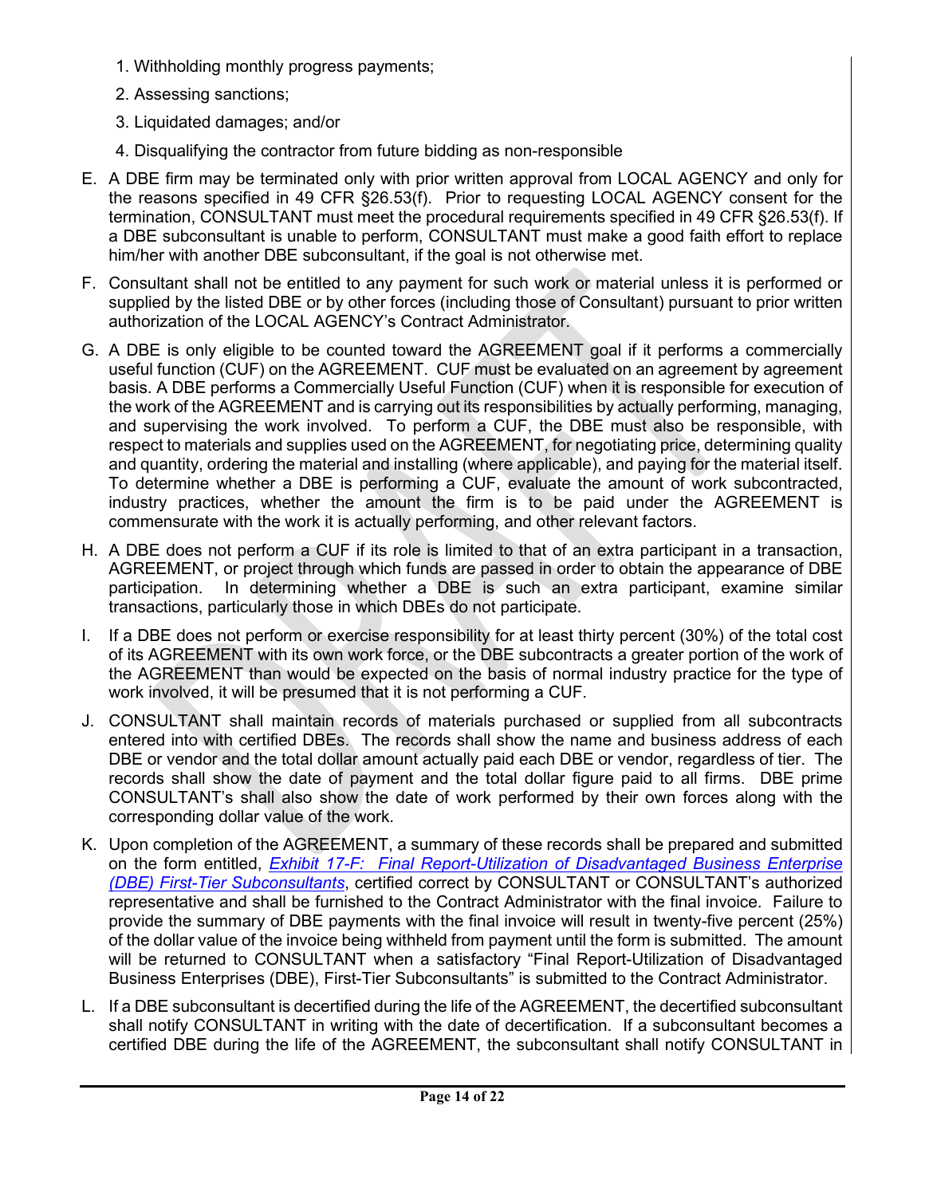1. Withholding monthly progress payments;
2. Assessing sanctions;
3. Liquidated damages; and/or
4. Disqualifying the contractor from future bidding as non-responsible

E. A DBE firm may be terminated only with prior written approval from LOCAL AGENCY and only for the reasons specified in 49 CFR §26.53(f). Prior to requesting LOCAL AGENCY consent for the termination, CONSULTANT must meet the procedural requirements specified in 49 CFR §26.53(f). If a DBE subconsultant is unable to perform, CONSULTANT must make a good faith effort to replace him/her with another DBE subconsultant, if the goal is not otherwise met.

F. Consultant shall not be entitled to any payment for such work or material unless it is performed or supplied by the listed DBE or by other forces (including those of Consultant) pursuant to prior written authorization of the LOCAL AGENCY's Contract Administrator.

G. A DBE is only eligible to be counted toward the AGREEMENT goal if it performs a commercially useful function (CUF) on the AGREEMENT. CUF must be evaluated on an agreement by agreement basis. A DBE performs a Commercially Useful Function (CUF) when it is responsible for execution of the work of the AGREEMENT and is carrying out its responsibilities by actually performing, managing, and supervising the work involved. To perform a CUF, the DBE must also be responsible, with respect to materials and supplies used on the AGREEMENT, for negotiating price, determining quality and quantity, ordering the material and installing (where applicable), and paying for the material itself. To determine whether a DBE is performing a CUF, evaluate the amount of work subcontracted, industry practices, whether the amount the firm is to be paid under the AGREEMENT is commensurate with the work it is actually performing, and other relevant factors.

H. A DBE does not perform a CUF if its role is limited to that of an extra participant in a transaction, AGREEMENT, or project through which funds are passed in order to obtain the appearance of DBE participation. In determining whether a DBE is such an extra participant, examine similar transactions, particularly those in which DBEs do not participate.

I. If a DBE does not perform or exercise responsibility for at least thirty percent (30%) of the total cost of its AGREEMENT with its own work force, or the DBE subcontracts a greater portion of the work of the AGREEMENT than would be expected on the basis of normal industry practice for the type of work involved, it will be presumed that it is not performing a CUF.

J. CONSULTANT shall maintain records of materials purchased or supplied from all subcontracts entered into with certified DBEs. The records shall show the name and business address of each DBE or vendor and the total dollar amount actually paid each DBE or vendor, regardless of tier. The records shall show the date of payment and the total dollar figure paid to all firms. DBE prime CONSULTANT's shall also show the date of work performed by their own forces along with the corresponding dollar value of the work.

K. Upon completion of the AGREEMENT, a summary of these records shall be prepared and submitted on the form entitled, *Exhibit 17-F: Final Report-Utilization of Disadvantaged Business Enterprise (DBE) First-Tier Subconsultants*, certified correct by CONSULTANT or CONSULTANT's authorized representative and shall be furnished to the Contract Administrator with the final invoice. Failure to provide the summary of DBE payments with the final invoice will result in twenty-five percent (25%) of the dollar value of the invoice being withheld from payment until the form is submitted. The amount will be returned to CONSULTANT when a satisfactory "Final Report-Utilization of Disadvantaged Business Enterprises (DBE), First-Tier Subconsultants" is submitted to the Contract Administrator.

L. If a DBE subconsultant is decertified during the life of the AGREEMENT, the decertified subconsultant shall notify CONSULTANT in writing with the date of decertification. If a subconsultant becomes a certified DBE during the life of the AGREEMENT, the subconsultant shall notify CONSULTANT in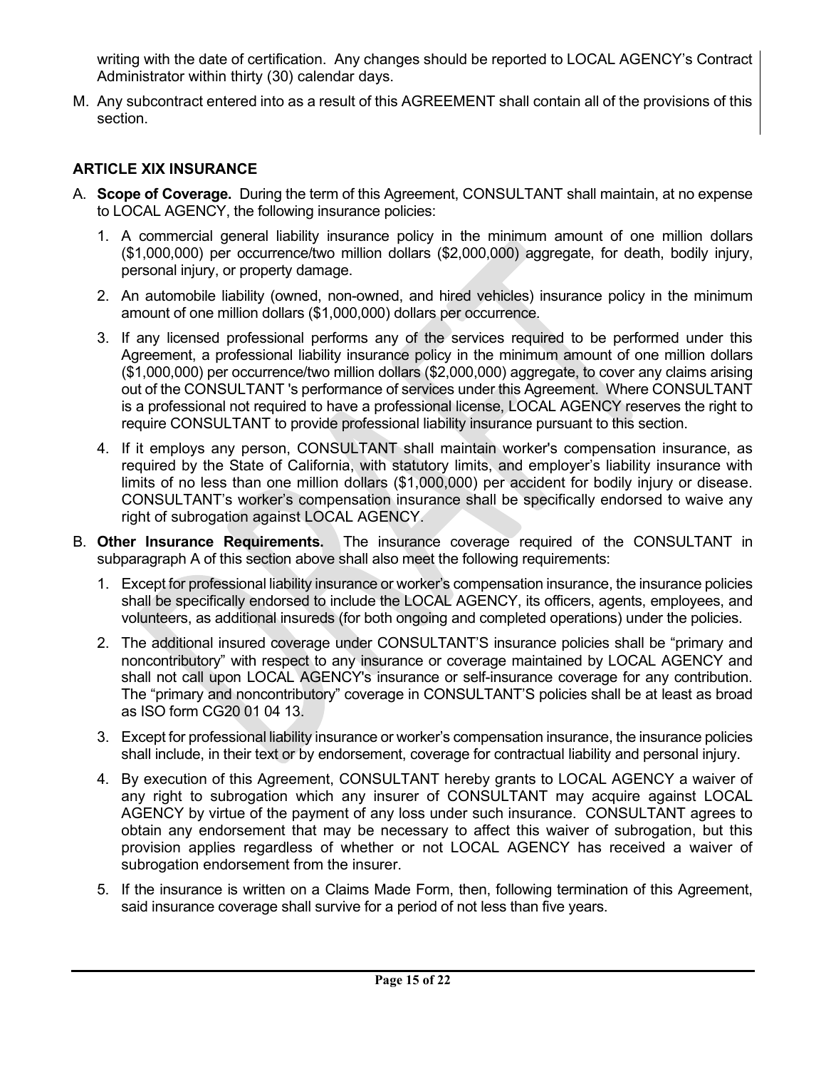writing with the date of certification. Any changes should be reported to LOCAL AGENCY's Contract Administrator within thirty (30) calendar days.

M. Any subcontract entered into as a result of this AGREEMENT shall contain all of the provisions of this section.

## ARTICLE XIX INSURANCE

A. **Scope of Coverage.** During the term of this Agreement, CONSULTANT shall maintain, at no expense to LOCAL AGENCY, the following insurance policies:

   1. A commercial general liability insurance policy in the minimum amount of one million dollars ($1,000,000) per occurrence/two million dollars ($2,000,000) aggregate, for death, bodily injury, personal injury, or property damage.

   2. An automobile liability (owned, non-owned, and hired vehicles) insurance policy in the minimum amount of one million dollars ($1,000,000) dollars per occurrence.

   3. If any licensed professional performs any of the services required to be performed under this Agreement, a professional liability insurance policy in the minimum amount of one million dollars ($1,000,000) per occurrence/two million dollars ($2,000,000) aggregate, to cover any claims arising out of the CONSULTANT 's performance of services under this Agreement. Where CONSULTANT is a professional not required to have a professional license, LOCAL AGENCY reserves the right to require CONSULTANT to provide professional liability insurance pursuant to this section.

   4. If it employs any person, CONSULTANT shall maintain worker's compensation insurance, as required by the State of California, with statutory limits, and employer's liability insurance with limits of no less than one million dollars ($1,000,000) per accident for bodily injury or disease. CONSULTANT's worker's compensation insurance shall be specifically endorsed to waive any right of subrogation against LOCAL AGENCY.

B. **Other Insurance Requirements.** The insurance coverage required of the CONSULTANT in subparagraph A of this section above shall also meet the following requirements:

   1. Except for professional liability insurance or worker's compensation insurance, the insurance policies shall be specifically endorsed to include the LOCAL AGENCY, its officers, agents, employees, and volunteers, as additional insureds (for both ongoing and completed operations) under the policies.

   2. The additional insured coverage under CONSULTANT'S insurance policies shall be "primary and noncontributory" with respect to any insurance or coverage maintained by LOCAL AGENCY and shall not call upon LOCAL AGENCY's insurance or self-insurance coverage for any contribution. The "primary and noncontributory" coverage in CONSULTANT'S policies shall be at least as broad as ISO form CG20 01 04 13.

   3. Except for professional liability insurance or worker's compensation insurance, the insurance policies shall include, in their text or by endorsement, coverage for contractual liability and personal injury.

   4. By execution of this Agreement, CONSULTANT hereby grants to LOCAL AGENCY a waiver of any right to subrogation which any insurer of CONSULTANT may acquire against LOCAL AGENCY by virtue of the payment of any loss under such insurance. CONSULTANT agrees to obtain any endorsement that may be necessary to affect this waiver of subrogation, but this provision applies regardless of whether or not LOCAL AGENCY has received a waiver of subrogation endorsement from the insurer.

   5. If the insurance is written on a Claims Made Form, then, following termination of this Agreement, said insurance coverage shall survive for a period of not less than five years.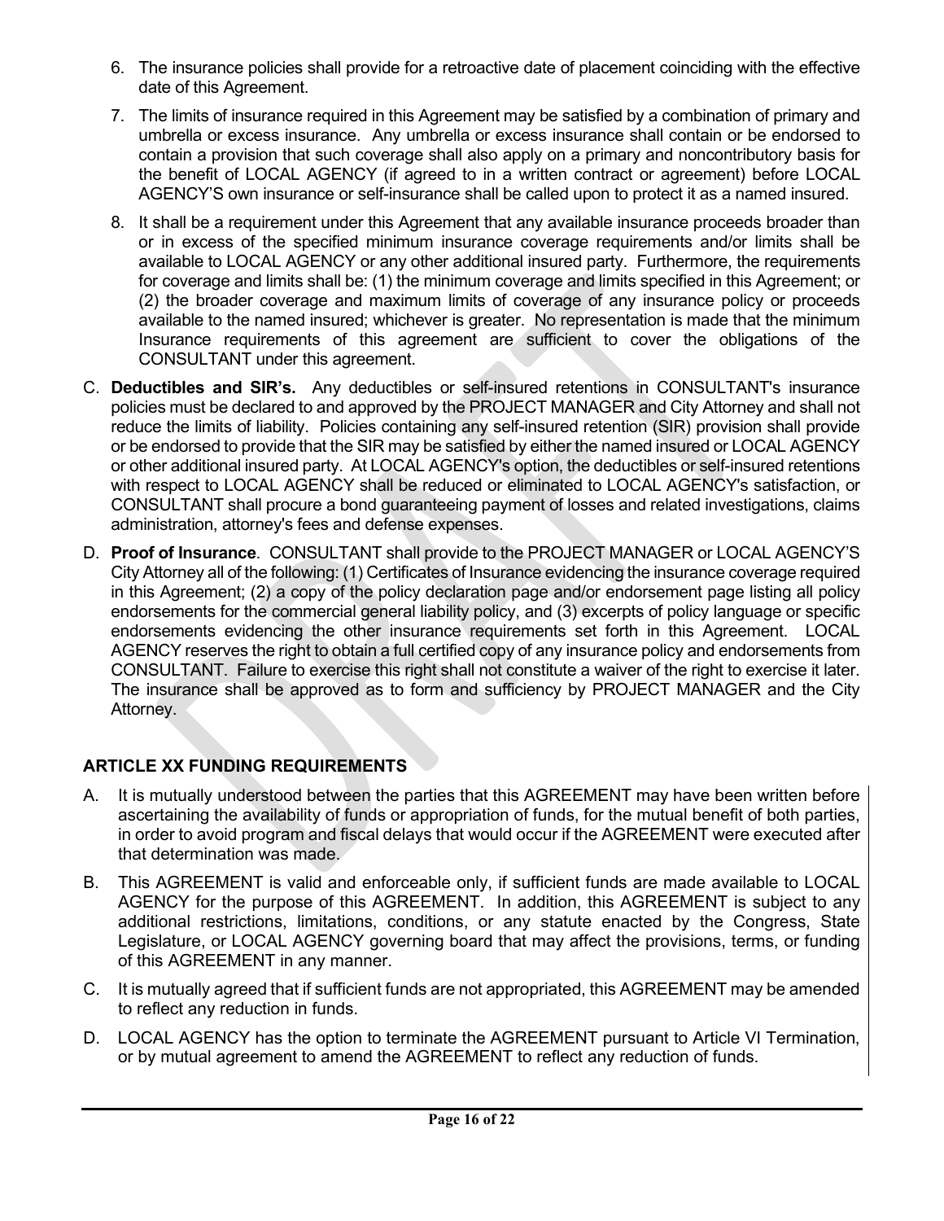6. The insurance policies shall provide for a retroactive date of placement coinciding with the effective date of this Agreement.

7. The limits of insurance required in this Agreement may be satisfied by a combination of primary and umbrella or excess insurance. Any umbrella or excess insurance shall contain or be endorsed to contain a provision that such coverage shall also apply on a primary and noncontributory basis for the benefit of LOCAL AGENCY (if agreed to in a written contract or agreement) before LOCAL AGENCY'S own insurance or self-insurance shall be called upon to protect it as a named insured.

8. It shall be a requirement under this Agreement that any available insurance proceeds broader than or in excess of the specified minimum insurance coverage requirements and/or limits shall be available to LOCAL AGENCY or any other additional insured party. Furthermore, the requirements for coverage and limits shall be: (1) the minimum coverage and limits specified in this Agreement; or (2) the broader coverage and maximum limits of coverage of any insurance policy or proceeds available to the named insured; whichever is greater. No representation is made that the minimum Insurance requirements of this agreement are sufficient to cover the obligations of the CONSULTANT under this agreement.

C. **Deductibles and SIR's.** Any deductibles or self-insured retentions in CONSULTANT's insurance policies must be declared to and approved by the PROJECT MANAGER and City Attorney and shall not reduce the limits of liability. Policies containing any self-insured retention (SIR) provision shall provide or be endorsed to provide that the SIR may be satisfied by either the named insured or LOCAL AGENCY or other additional insured party. At LOCAL AGENCY's option, the deductibles or self-insured retentions with respect to LOCAL AGENCY shall be reduced or eliminated to LOCAL AGENCY's satisfaction, or CONSULTANT shall procure a bond guaranteeing payment of losses and related investigations, claims administration, attorney's fees and defense expenses.

D. **Proof of Insurance**. CONSULTANT shall provide to the PROJECT MANAGER or LOCAL AGENCY'S City Attorney all of the following: (1) Certificates of Insurance evidencing the insurance coverage required in this Agreement; (2) a copy of the policy declaration page and/or endorsement page listing all policy endorsements for the commercial general liability policy, and (3) excerpts of policy language or specific endorsements evidencing the other insurance requirements set forth in this Agreement. LOCAL AGENCY reserves the right to obtain a full certified copy of any insurance policy and endorsements from CONSULTANT. Failure to exercise this right shall not constitute a waiver of the right to exercise it later. The insurance shall be approved as to form and sufficiency by PROJECT MANAGER and the City Attorney.

## ARTICLE XX FUNDING REQUIREMENTS

A. It is mutually understood between the parties that this AGREEMENT may have been written before ascertaining the availability of funds or appropriation of funds, for the mutual benefit of both parties, in order to avoid program and fiscal delays that would occur if the AGREEMENT were executed after that determination was made.

B. This AGREEMENT is valid and enforceable only, if sufficient funds are made available to LOCAL AGENCY for the purpose of this AGREEMENT. In addition, this AGREEMENT is subject to any additional restrictions, limitations, conditions, or any statute enacted by the Congress, State Legislature, or LOCAL AGENCY governing board that may affect the provisions, terms, or funding of this AGREEMENT in any manner.

C. It is mutually agreed that if sufficient funds are not appropriated, this AGREEMENT may be amended to reflect any reduction in funds.

D. LOCAL AGENCY has the option to terminate the AGREEMENT pursuant to Article VI Termination, or by mutual agreement to amend the AGREEMENT to reflect any reduction of funds.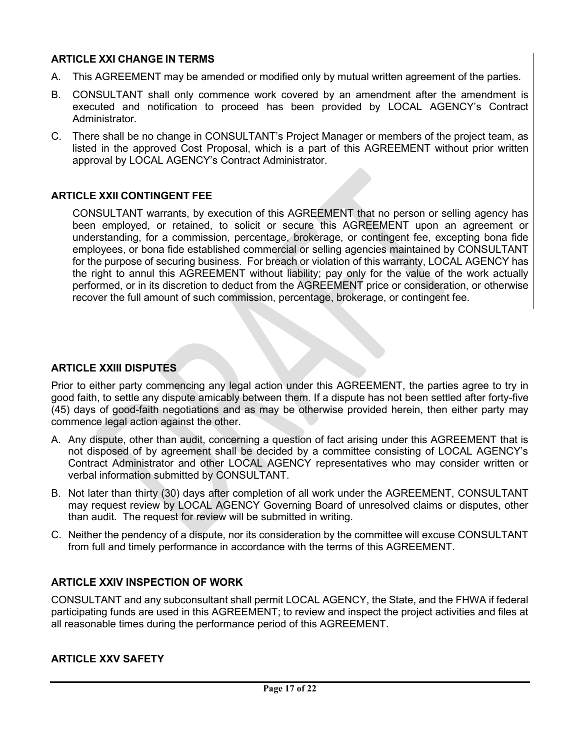### ARTICLE XXI CHANGE IN TERMS

A. This AGREEMENT may be amended or modified only by mutual written agreement of the parties.

B. CONSULTANT shall only commence work covered by an amendment after the amendment is executed and notification to proceed has been provided by LOCAL AGENCY's Contract Administrator.

C. There shall be no change in CONSULTANT's Project Manager or members of the project team, as listed in the approved Cost Proposal, which is a part of this AGREEMENT without prior written approval by LOCAL AGENCY's Contract Administrator.

### ARTICLE XXII CONTINGENT FEE

CONSULTANT warrants, by execution of this AGREEMENT that no person or selling agency has been employed, or retained, to solicit or secure this AGREEMENT upon an agreement or understanding, for a commission, percentage, brokerage, or contingent fee, excepting bona fide employees, or bona fide established commercial or selling agencies maintained by CONSULTANT for the purpose of securing business. For breach or violation of this warranty, LOCAL AGENCY has the right to annul this AGREEMENT without liability; pay only for the value of the work actually performed, or in its discretion to deduct from the AGREEMENT price or consideration, or otherwise recover the full amount of such commission, percentage, brokerage, or contingent fee.

### ARTICLE XXIII DISPUTES

Prior to either party commencing any legal action under this AGREEMENT, the parties agree to try in good faith, to settle any dispute amicably between them. If a dispute has not been settled after forty-five (45) days of good-faith negotiations and as may be otherwise provided herein, then either party may commence legal action against the other.

A. Any dispute, other than audit, concerning a question of fact arising under this AGREEMENT that is not disposed of by agreement shall be decided by a committee consisting of LOCAL AGENCY's Contract Administrator and other LOCAL AGENCY representatives who may consider written or verbal information submitted by CONSULTANT.

B. Not later than thirty (30) days after completion of all work under the AGREEMENT, CONSULTANT may request review by LOCAL AGENCY Governing Board of unresolved claims or disputes, other than audit. The request for review will be submitted in writing.

C. Neither the pendency of a dispute, nor its consideration by the committee will excuse CONSULTANT from full and timely performance in accordance with the terms of this AGREEMENT.

### ARTICLE XXIV INSPECTION OF WORK

CONSULTANT and any subconsultant shall permit LOCAL AGENCY, the State, and the FHWA if federal participating funds are used in this AGREEMENT; to review and inspect the project activities and files at all reasonable times during the performance period of this AGREEMENT.

### ARTICLE XXV SAFETY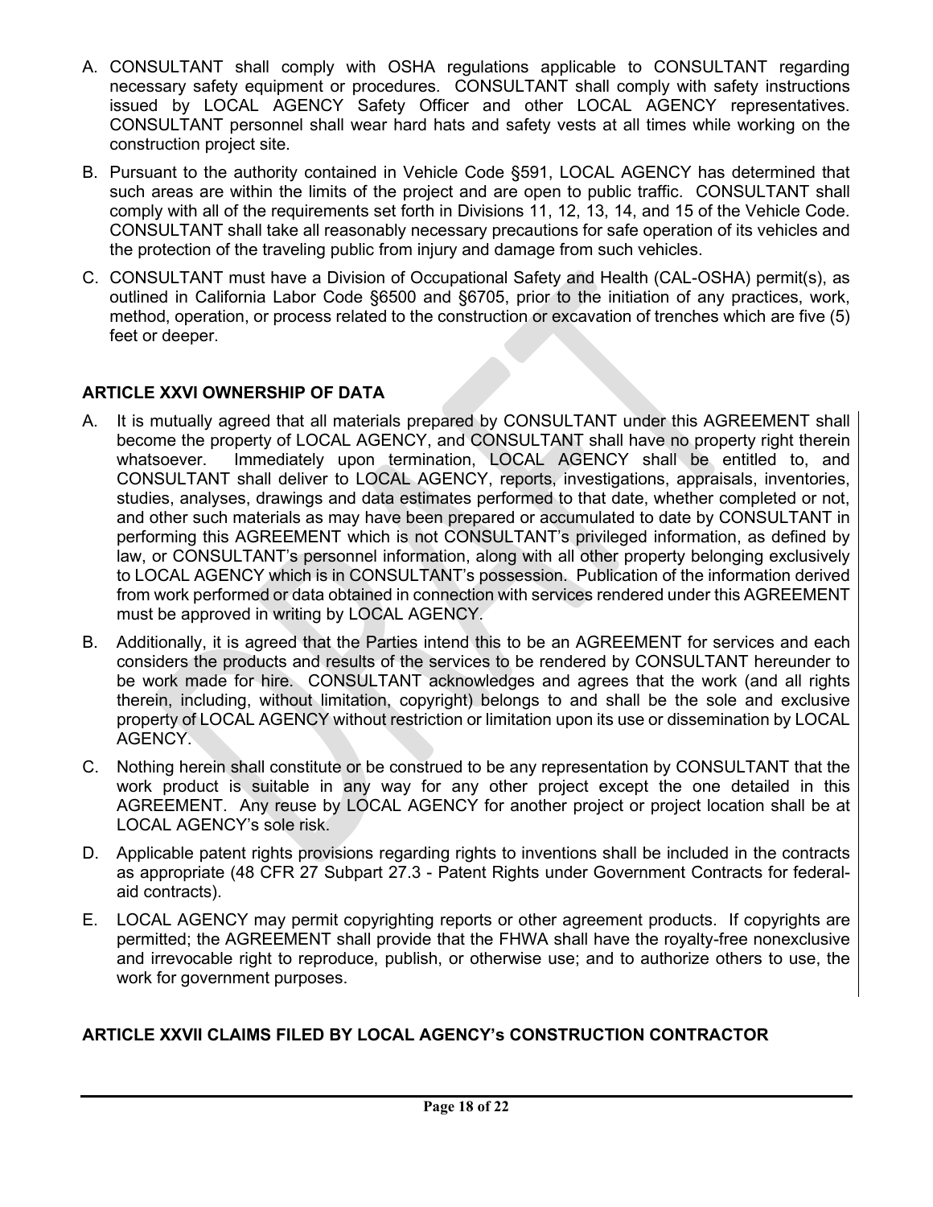A. CONSULTANT shall comply with OSHA regulations applicable to CONSULTANT regarding necessary safety equipment or procedures. CONSULTANT shall comply with safety instructions issued by LOCAL AGENCY Safety Officer and other LOCAL AGENCY representatives. CONSULTANT personnel shall wear hard hats and safety vests at all times while working on the construction project site.

B. Pursuant to the authority contained in Vehicle Code §591, LOCAL AGENCY has determined that such areas are within the limits of the project and are open to public traffic. CONSULTANT shall comply with all of the requirements set forth in Divisions 11, 12, 13, 14, and 15 of the Vehicle Code. CONSULTANT shall take all reasonably necessary precautions for safe operation of its vehicles and the protection of the traveling public from injury and damage from such vehicles.

C. CONSULTANT must have a Division of Occupational Safety and Health (CAL-OSHA) permit(s), as outlined in California Labor Code §6500 and §6705, prior to the initiation of any practices, work, method, operation, or process related to the construction or excavation of trenches which are five (5) feet or deeper.

**ARTICLE XXVI OWNERSHIP OF DATA**

A. It is mutually agreed that all materials prepared by CONSULTANT under this AGREEMENT shall become the property of LOCAL AGENCY, and CONSULTANT shall have no property right therein whatsoever. Immediately upon termination, LOCAL AGENCY shall be entitled to, and CONSULTANT shall deliver to LOCAL AGENCY, reports, investigations, appraisals, inventories, studies, analyses, drawings and data estimates performed to that date, whether completed or not, and other such materials as may have been prepared or accumulated to date by CONSULTANT in performing this AGREEMENT which is not CONSULTANT's privileged information, as defined by law, or CONSULTANT's personnel information, along with all other property belonging exclusively to LOCAL AGENCY which is in CONSULTANT's possession. Publication of the information derived from work performed or data obtained in connection with services rendered under this AGREEMENT must be approved in writing by LOCAL AGENCY.

B. Additionally, it is agreed that the Parties intend this to be an AGREEMENT for services and each considers the products and results of the services to be rendered by CONSULTANT hereunder to be work made for hire. CONSULTANT acknowledges and agrees that the work (and all rights therein, including, without limitation, copyright) belongs to and shall be the sole and exclusive property of LOCAL AGENCY without restriction or limitation upon its use or dissemination by LOCAL AGENCY.

C. Nothing herein shall constitute or be construed to be any representation by CONSULTANT that the work product is suitable in any way for any other project except the one detailed in this AGREEMENT. Any reuse by LOCAL AGENCY for another project or project location shall be at LOCAL AGENCY's sole risk.

D. Applicable patent rights provisions regarding rights to inventions shall be included in the contracts as appropriate (48 CFR 27 Subpart 27.3 - Patent Rights under Government Contracts for federal-aid contracts).

E. LOCAL AGENCY may permit copyrighting reports or other agreement products. If copyrights are permitted; the AGREEMENT shall provide that the FHWA shall have the royalty-free nonexclusive and irrevocable right to reproduce, publish, or otherwise use; and to authorize others to use, the work for government purposes.

**ARTICLE XXVII CLAIMS FILED BY LOCAL AGENCY's CONSTRUCTION CONTRACTOR**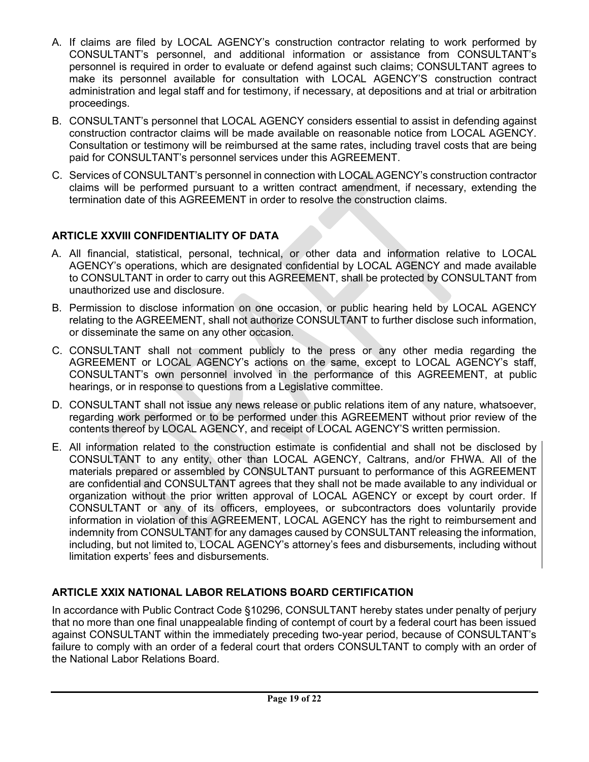A. If claims are filed by LOCAL AGENCY's construction contractor relating to work performed by CONSULTANT's personnel, and additional information or assistance from CONSULTANT's personnel is required in order to evaluate or defend against such claims; CONSULTANT agrees to make its personnel available for consultation with LOCAL AGENCY'S construction contract administration and legal staff and for testimony, if necessary, at depositions and at trial or arbitration proceedings.

B. CONSULTANT's personnel that LOCAL AGENCY considers essential to assist in defending against construction contractor claims will be made available on reasonable notice from LOCAL AGENCY. Consultation or testimony will be reimbursed at the same rates, including travel costs that are being paid for CONSULTANT's personnel services under this AGREEMENT.

C. Services of CONSULTANT's personnel in connection with LOCAL AGENCY's construction contractor claims will be performed pursuant to a written contract amendment, if necessary, extending the termination date of this AGREEMENT in order to resolve the construction claims.

## ARTICLE XXVIII CONFIDENTIALITY OF DATA

A. All financial, statistical, personal, technical, or other data and information relative to LOCAL AGENCY's operations, which are designated confidential by LOCAL AGENCY and made available to CONSULTANT in order to carry out this AGREEMENT, shall be protected by CONSULTANT from unauthorized use and disclosure.

B. Permission to disclose information on one occasion, or public hearing held by LOCAL AGENCY relating to the AGREEMENT, shall not authorize CONSULTANT to further disclose such information, or disseminate the same on any other occasion.

C. CONSULTANT shall not comment publicly to the press or any other media regarding the AGREEMENT or LOCAL AGENCY's actions on the same, except to LOCAL AGENCY's staff, CONSULTANT's own personnel involved in the performance of this AGREEMENT, at public hearings, or in response to questions from a Legislative committee.

D. CONSULTANT shall not issue any news release or public relations item of any nature, whatsoever, regarding work performed or to be performed under this AGREEMENT without prior review of the contents thereof by LOCAL AGENCY, and receipt of LOCAL AGENCY'S written permission.

E. All information related to the construction estimate is confidential and shall not be disclosed by CONSULTANT to any entity, other than LOCAL AGENCY, Caltrans, and/or FHWA. All of the materials prepared or assembled by CONSULTANT pursuant to performance of this AGREEMENT are confidential and CONSULTANT agrees that they shall not be made available to any individual or organization without the prior written approval of LOCAL AGENCY or except by court order. If CONSULTANT or any of its officers, employees, or subcontractors does voluntarily provide information in violation of this AGREEMENT, LOCAL AGENCY has the right to reimbursement and indemnity from CONSULTANT for any damages caused by CONSULTANT releasing the information, including, but not limited to, LOCAL AGENCY's attorney's fees and disbursements, including without limitation experts' fees and disbursements.

## ARTICLE XXIX NATIONAL LABOR RELATIONS BOARD CERTIFICATION

In accordance with Public Contract Code §10296, CONSULTANT hereby states under penalty of perjury that no more than one final unappealable finding of contempt of court by a federal court has been issued against CONSULTANT within the immediately preceding two-year period, because of CONSULTANT's failure to comply with an order of a federal court that orders CONSULTANT to comply with an order of the National Labor Relations Board.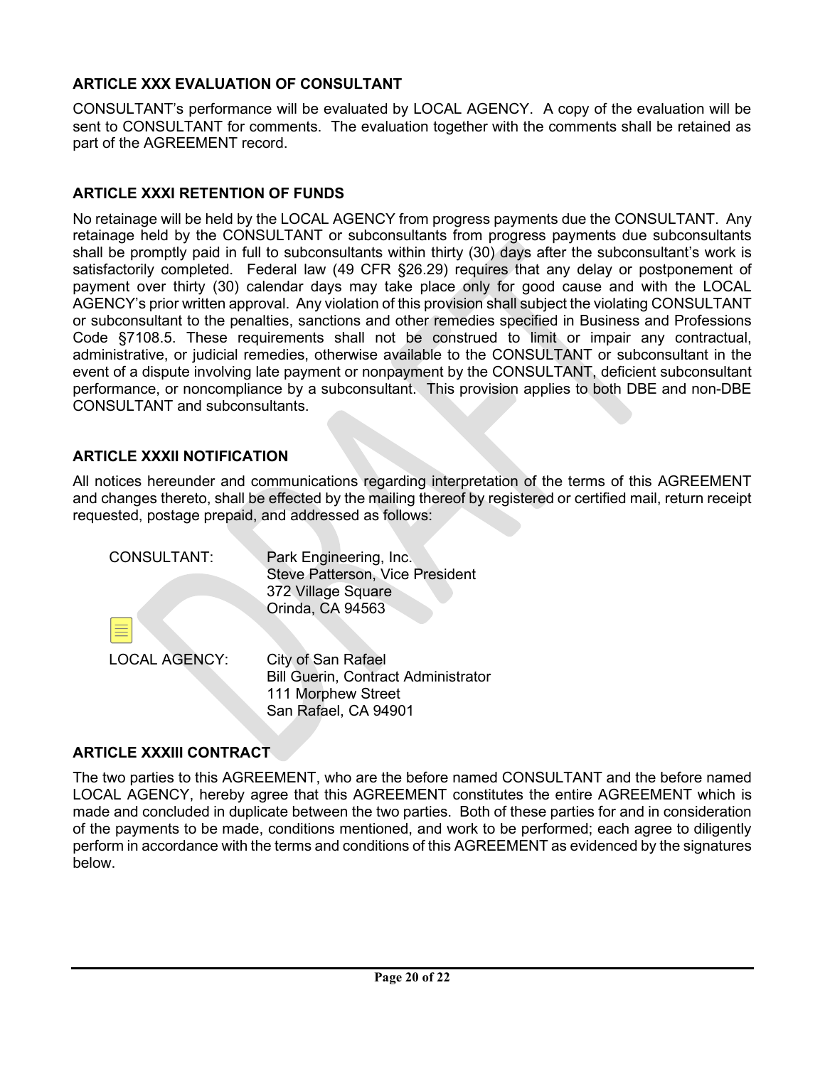### ARTICLE XXX EVALUATION OF CONSULTANT

CONSULTANT's performance will be evaluated by LOCAL AGENCY. A copy of the evaluation will be sent to CONSULTANT for comments. The evaluation together with the comments shall be retained as part of the AGREEMENT record.

### ARTICLE XXXI RETENTION OF FUNDS

No retainage will be held by the LOCAL AGENCY from progress payments due the CONSULTANT. Any retainage held by the CONSULTANT or subconsultants from progress payments due subconsultants shall be promptly paid in full to subconsultants within thirty (30) days after the subconsultant's work is satisfactorily completed. Federal law (49 CFR §26.29) requires that any delay or postponement of payment over thirty (30) calendar days may take place only for good cause and with the LOCAL AGENCY's prior written approval. Any violation of this provision shall subject the violating CONSULTANT or subconsultant to the penalties, sanctions and other remedies specified in Business and Professions Code §7108.5. These requirements shall not be construed to limit or impair any contractual, administrative, or judicial remedies, otherwise available to the CONSULTANT or subconsultant in the event of a dispute involving late payment or nonpayment by the CONSULTANT, deficient subconsultant performance, or noncompliance by a subconsultant. This provision applies to both DBE and non-DBE CONSULTANT and subconsultants.

### ARTICLE XXXII NOTIFICATION

All notices hereunder and communications regarding interpretation of the terms of this AGREEMENT and changes thereto, shall be effected by the mailing thereof by registered or certified mail, return receipt requested, postage prepaid, and addressed as follows:

CONSULTANT:
Park Engineering, Inc.
Steve Patterson, Vice President
372 Village Square
Orinda, CA 94563

LOCAL AGENCY:
City of San Rafael
Bill Guerin, Contract Administrator
111 Morphew Street
San Rafael, CA 94901

### ARTICLE XXXIII CONTRACT

The two parties to this AGREEMENT, who are the before named CONSULTANT and the before named LOCAL AGENCY, hereby agree that this AGREEMENT constitutes the entire AGREEMENT which is made and concluded in duplicate between the two parties. Both of these parties for and in consideration of the payments to be made, conditions mentioned, and work to be performed; each agree to diligently perform in accordance with the terms and conditions of this AGREEMENT as evidenced by the signatures below.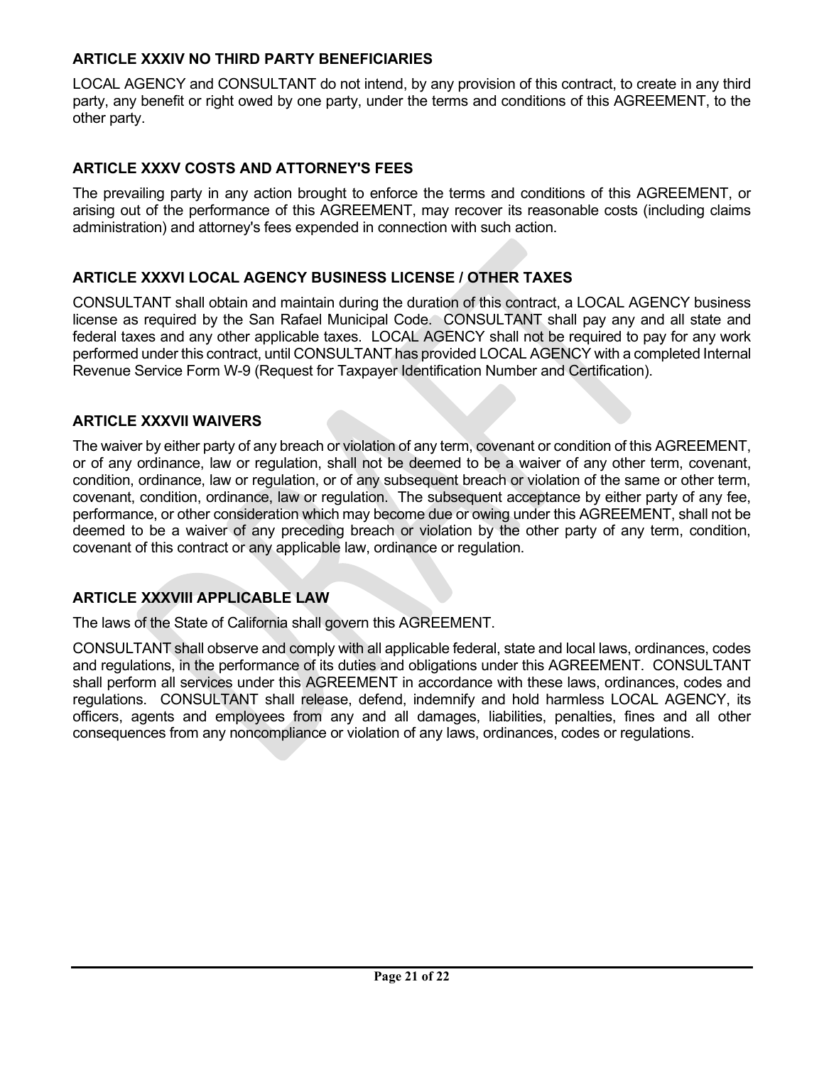### ARTICLE XXXIV NO THIRD PARTY BENEFICIARIES

LOCAL AGENCY and CONSULTANT do not intend, by any provision of this contract, to create in any third party, any benefit or right owed by one party, under the terms and conditions of this AGREEMENT, to the other party.

### ARTICLE XXXV COSTS AND ATTORNEY'S FEES

The prevailing party in any action brought to enforce the terms and conditions of this AGREEMENT, or arising out of the performance of this AGREEMENT, may recover its reasonable costs (including claims administration) and attorney's fees expended in connection with such action.

### ARTICLE XXXVI LOCAL AGENCY BUSINESS LICENSE / OTHER TAXES

CONSULTANT shall obtain and maintain during the duration of this contract, a LOCAL AGENCY business license as required by the San Rafael Municipal Code. CONSULTANT shall pay any and all state and federal taxes and any other applicable taxes. LOCAL AGENCY shall not be required to pay for any work performed under this contract, until CONSULTANT has provided LOCAL AGENCY with a completed Internal Revenue Service Form W-9 (Request for Taxpayer Identification Number and Certification).

### ARTICLE XXXVII WAIVERS

The waiver by either party of any breach or violation of any term, covenant or condition of this AGREEMENT, or of any ordinance, law or regulation, shall not be deemed to be a waiver of any other term, covenant, condition, ordinance, law or regulation, or of any subsequent breach or violation of the same or other term, covenant, condition, ordinance, law or regulation. The subsequent acceptance by either party of any fee, performance, or other consideration which may become due or owing under this AGREEMENT, shall not be deemed to be a waiver of any preceding breach or violation by the other party of any term, condition, covenant of this contract or any applicable law, ordinance or regulation.

### ARTICLE XXXVIII APPLICABLE LAW

The laws of the State of California shall govern this AGREEMENT.

CONSULTANT shall observe and comply with all applicable federal, state and local laws, ordinances, codes and regulations, in the performance of its duties and obligations under this AGREEMENT. CONSULTANT shall perform all services under this AGREEMENT in accordance with these laws, ordinances, codes and regulations. CONSULTANT shall release, defend, indemnify and hold harmless LOCAL AGENCY, its officers, agents and employees from any and all damages, liabilities, penalties, fines and all other consequences from any noncompliance or violation of any laws, ordinances, codes or regulations.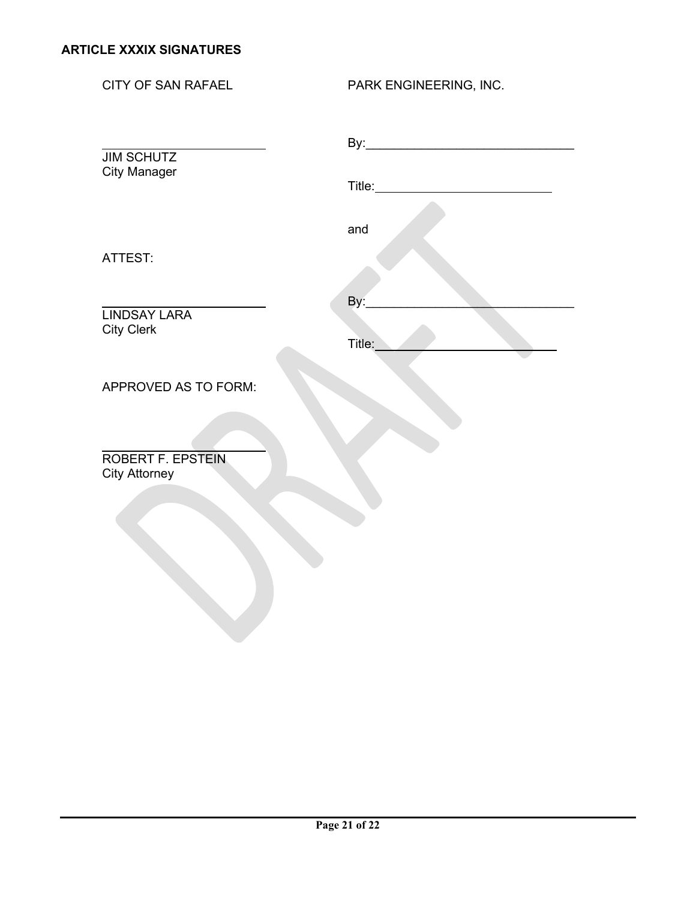**ARTICLE XXXIX SIGNATURES**

| CITY OF SAN RAFAEL | PARK ENGINEERING, INC. |
|---|---|
| ______________________<br>JIM SCHUTZ<br>City Manager | By:______________________________<br><br>Title:__________________________ |
| | and |
| ATTEST:<br><br>______________________<br>LINDSAY LARA<br>City Clerk | By:______________________________<br><br>Title:__________________________ |
| APPROVED AS TO FORM:<br><br>______________________<br>ROBERT F. EPSTEIN<br>City Attorney | |

DRAFT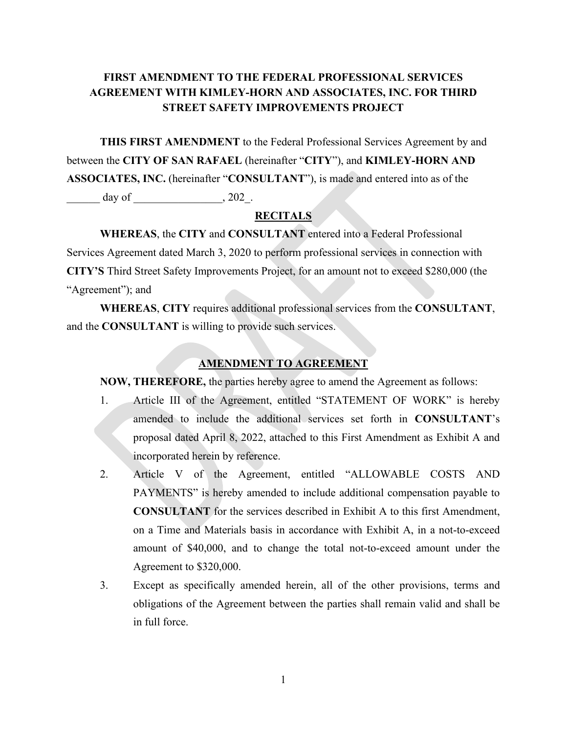# FIRST AMENDMENT TO THE FEDERAL PROFESSIONAL SERVICES AGREEMENT WITH KIMLEY-HORN AND ASSOCIATES, INC. FOR THIRD STREET SAFETY IMPROVEMENTS PROJECT

**THIS FIRST AMENDMENT** to the Federal Professional Services Agreement by and between the **CITY OF SAN RAFAEL** (hereinafter "**CITY**"), and **KIMLEY-HORN AND ASSOCIATES, INC.** (hereinafter "**CONSULTANT**"), is made and entered into as of the ______ day of ________________, 202_.

## RECITALS

**WHEREAS**, the **CITY** and **CONSULTANT** entered into a Federal Professional Services Agreement dated March 3, 2020 to perform professional services in connection with **CITY'S** Third Street Safety Improvements Project, for an amount not to exceed $280,000 (the "Agreement"); and

**WHEREAS**, **CITY** requires additional professional services from the **CONSULTANT**, and the **CONSULTANT** is willing to provide such services.

## AMENDMENT TO AGREEMENT

**NOW, THEREFORE,** the parties hereby agree to amend the Agreement as follows:

1. Article III of the Agreement, entitled "STATEMENT OF WORK" is hereby amended to include the additional services set forth in **CONSULTANT**'s proposal dated April 8, 2022, attached to this First Amendment as Exhibit A and incorporated herein by reference.
2. Article V of the Agreement, entitled "ALLOWABLE COSTS AND PAYMENTS" is hereby amended to include additional compensation payable to **CONSULTANT** for the services described in Exhibit A to this first Amendment, on a Time and Materials basis in accordance with Exhibit A, in a not-to-exceed amount of $40,000, and to change the total not-to-exceed amount under the Agreement to $320,000.
3. Except as specifically amended herein, all of the other provisions, terms and obligations of the Agreement between the parties shall remain valid and shall be in full force.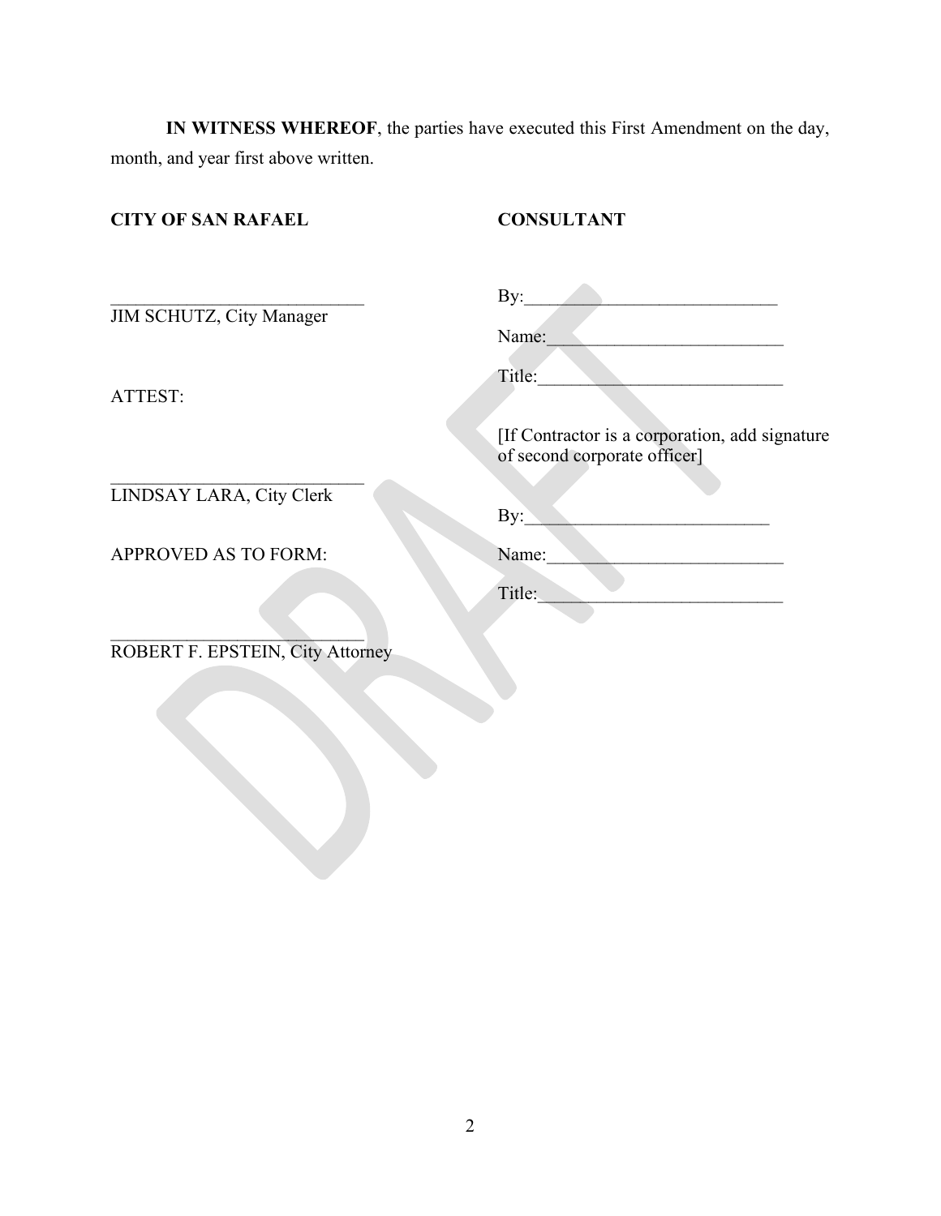**IN WITNESS WHEREOF**, the parties have executed this First Amendment on the day, month, and year first above written.

**CITY OF SAN RAFAEL**

\_\_\_\_\_\_\_\_\_\_\_\_\_\_\_\_\_\_\_\_\_\_\_\_\_\_\_\_
JIM SCHUTZ, City Manager

ATTEST:

\_\_\_\_\_\_\_\_\_\_\_\_\_\_\_\_\_\_\_\_\_\_\_\_\_\_\_\_
LINDSAY LARA, City Clerk

APPROVED AS TO FORM:

\_\_\_\_\_\_\_\_\_\_\_\_\_\_\_\_\_\_\_\_\_\_\_\_\_\_\_\_
ROBERT F. EPSTEIN, City Attorney

**CONSULTANT**

By:\_\_\_\_\_\_\_\_\_\_\_\_\_\_\_\_\_\_\_\_\_\_\_\_\_\_\_\_

Name:\_\_\_\_\_\_\_\_\_\_\_\_\_\_\_\_\_\_\_\_\_\_\_\_\_\_

Title:\_\_\_\_\_\_\_\_\_\_\_\_\_\_\_\_\_\_\_\_\_\_\_\_\_\_\_

[If Contractor is a corporation, add signature of second corporate officer]

By:\_\_\_\_\_\_\_\_\_\_\_\_\_\_\_\_\_\_\_\_\_\_\_\_\_\_\_

Name:\_\_\_\_\_\_\_\_\_\_\_\_\_\_\_\_\_\_\_\_\_\_\_\_\_\_

Title:\_\_\_\_\_\_\_\_\_\_\_\_\_\_\_\_\_\_\_\_\_\_\_\_\_\_\_

DRAFT